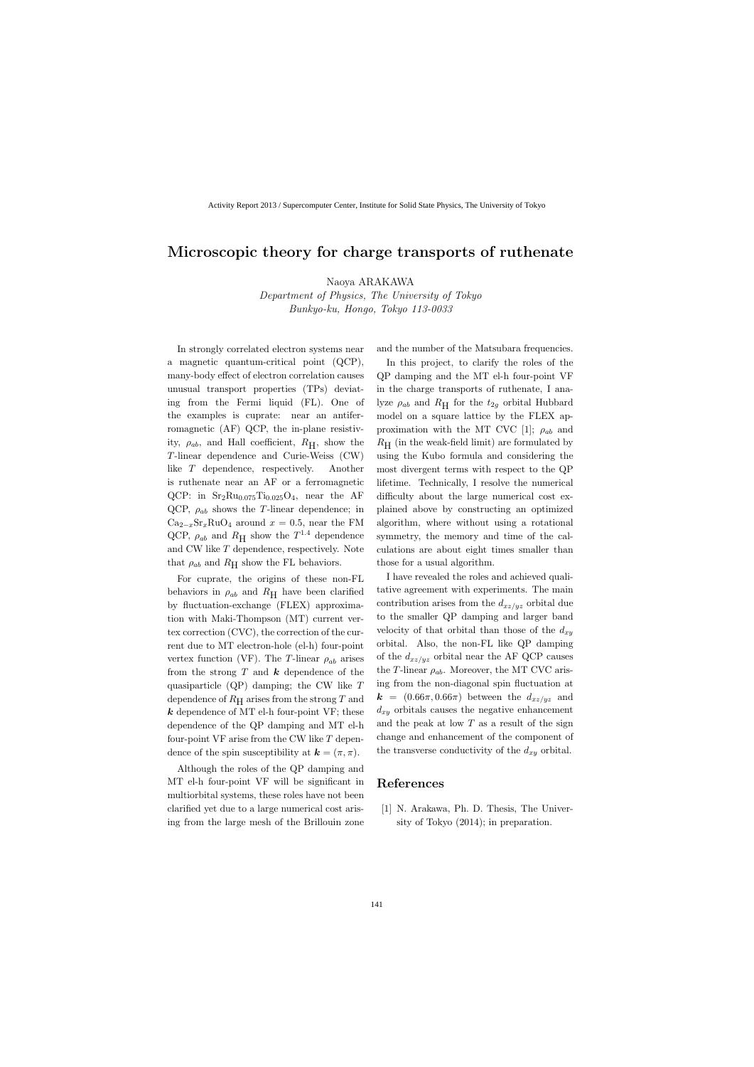# Microscopic theory for charge transports of ruthenate

Naoya ARAKAWA

*Department of Physics, The University of Tokyo*
*Bunkyo-ku, Hongo, Tokyo 113-0033*

In strongly correlated electron systems near a magnetic quantum-critical point (QCP), many-body effect of electron correlation causes unusual transport properties (TPs) deviating from the Fermi liquid (FL). One of the examples is cuprate: near an antiferromagnetic (AF) QCP, the in-plane resistivity, $\rho_{ab}$, and Hall coefficient, $R_{\rm H}$, show the $T$-linear dependence and Curie-Weiss (CW) like $T$ dependence, respectively. Another is ruthenate near an AF or a ferromagnetic QCP: in $Sr_2Ru_{0.075}Ti_{0.025}O_4$, near the AF QCP, $\rho_{ab}$ shows the $T$-linear dependence; in $Ca_{2-x}Sr_xRuO_4$ around $x = 0.5$, near the FM QCP, $\rho_{ab}$ and $R_{\rm H}$ show the $T^{1.4}$ dependence and CW like $T$ dependence, respectively. Note that $\rho_{ab}$ and $R_{\rm H}$ show the FL behaviors.

For cuprate, the origins of these non-FL behaviors in $\rho_{ab}$ and $R_{\rm H}$ have been clarified by fluctuation-exchange (FLEX) approximation with Maki-Thompson (MT) current vertex correction (CVC), the correction of the current due to MT electron-hole (el-h) four-point vertex function (VF). The $T$-linear $\rho_{ab}$ arises from the strong $T$ and $\boldsymbol{k}$ dependence of the quasiparticle (QP) damping; the CW like $T$ dependence of $R_{\rm H}$ arises from the strong $T$ and $\boldsymbol{k}$ dependence of MT el-h four-point VF; these dependence of the QP damping and MT el-h four-point VF arise from the CW like $T$ dependence of the spin susceptibility at $\boldsymbol{k} = (\pi, \pi)$.

Although the roles of the QP damping and MT el-h four-point VF will be significant in multiorbital systems, these roles have not been clarified yet due to a large numerical cost arising from the large mesh of the Brillouin zone and the number of the Matsubara frequencies.

In this project, to clarify the roles of the QP damping and the MT el-h four-point VF in the charge transports of ruthenate, I analyze $\rho_{ab}$ and $R_{\rm H}$ for the $t_{2g}$ orbital Hubbard model on a square lattice by the FLEX approximation with the MT CVC [1]; $\rho_{ab}$ and $R_{\rm H}$ (in the weak-field limit) are formulated by using the Kubo formula and considering the most divergent terms with respect to the QP lifetime. Technically, I resolve the numerical difficulty about the large numerical cost explained above by constructing an optimized algorithm, where without using a rotational symmetry, the memory and time of the calculations are about eight times smaller than those for a usual algorithm.

I have revealed the roles and achieved qualitative agreement with experiments. The main contribution arises from the $d_{xz/yz}$ orbital due to the smaller QP damping and larger band velocity of that orbital than those of the $d_{xy}$ orbital. Also, the non-FL like QP damping of the $d_{xz/yz}$ orbital near the AF QCP causes the $T$-linear $\rho_{ab}$. Moreover, the MT CVC arising from the non-diagonal spin fluctuation at $\boldsymbol{k} = (0.66\pi, 0.66\pi)$ between the $d_{xz/yz}$ and $d_{xy}$ orbitals causes the negative enhancement and the peak at low $T$ as a result of the sign change and enhancement of the component of the transverse conductivity of the $d_{xy}$ orbital.

## References

[1] N. Arakawa, Ph. D. Thesis, The University of Tokyo (2014); in preparation.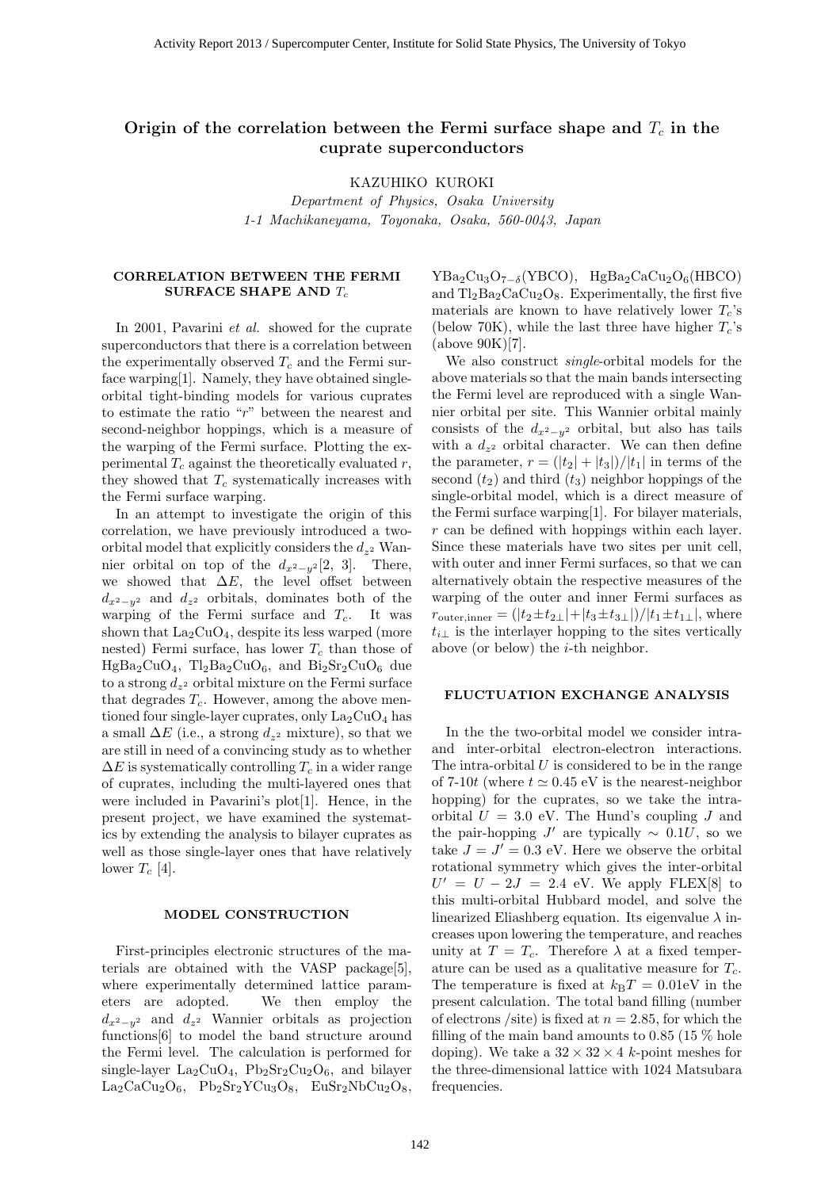# Origin of the correlation between the Fermi surface shape and $T_c$ in the cuprate superconductors

KAZUHIKO KUROKI

*Department of Physics, Osaka University*
*1-1 Machikaneyama, Toyonaka, Osaka, 560-0043, Japan*

## CORRELATION BETWEEN THE FERMI SURFACE SHAPE AND $T_c$

In 2001, Pavarini *et al.* showed for the cuprate superconductors that there is a correlation between the experimentally observed $T_c$ and the Fermi surface warping[1]. Namely, they have obtained single-orbital tight-binding models for various cuprates to estimate the ratio "$r$" between the nearest and second-neighbor hoppings, which is a measure of the warping of the Fermi surface. Plotting the experimental $T_c$ against the theoretically evaluated $r$, they showed that $T_c$ systematically increases with the Fermi surface warping.

In an attempt to investigate the origin of this correlation, we have previously introduced a two-orbital model that explicitly considers the $d_{z^2}$ Wannier orbital on top of the $d_{x^2-y^2}$[2, 3]. There, we showed that $\Delta E$, the level offset between $d_{x^2-y^2}$ and $d_{z^2}$ orbitals, dominates both of the warping of the Fermi surface and $T_c$. It was shown that $La_2CuO_4$, despite its less warped (more nested) Fermi surface, has lower $T_c$ than those of $HgBa_2CuO_4$, $Tl_2Ba_2CuO_6$, and $Bi_2Sr_2CuO_6$ due to a strong $d_{z^2}$ orbital mixture on the Fermi surface that degrades $T_c$. However, among the above mentioned four single-layer cuprates, only $La_2CuO_4$ has a small $\Delta E$ (i.e., a strong $d_{z^2}$ mixture), so that we are still in need of a convincing study as to whether $\Delta E$ is systematically controlling $T_c$ in a wider range of cuprates, including the multi-layered ones that were included in Pavarini's plot[1]. Hence, in the present project, we have examined the systematics by extending the analysis to bilayer cuprates as well as those single-layer ones that have relatively lower $T_c$ [4].

## MODEL CONSTRUCTION

First-principles electronic structures of the materials are obtained with the VASP package[5], where experimentally determined lattice parameters are adopted. We then employ the $d_{x^2-y^2}$ and $d_{z^2}$ Wannier orbitals as projection functions[6] to model the band structure around the Fermi level. The calculation is performed for single-layer $La_2CuO_4$, $Pb_2Sr_2Cu_2O_6$, and bilayer $La_2CaCu_2O_6$, $Pb_2Sr_2YCu_3O_8$, $EuSr_2NbCu_2O_8$, $YBa_2Cu_3O_{7-\delta}$(YBCO), $HgBa_2CaCu_2O_6$(HBCO) and $Tl_2Ba_2CaCu_2O_8$. Experimentally, the first five materials are known to have relatively lower $T_c$'s (below 70K), while the last three have higher $T_c$'s (above 90K)[7].

We also construct *single*-orbital models for the above materials so that the main bands intersecting the Fermi level are reproduced with a single Wannier orbital per site. This Wannier orbital mainly consists of the $d_{x^2-y^2}$ orbital, but also has tails with a $d_{z^2}$ orbital character. We can then define the parameter, $r = (|t_2| + |t_3|)/|t_1|$ in terms of the second ($t_2$) and third ($t_3$) neighbor hoppings of the single-orbital model, which is a direct measure of the Fermi surface warping[1]. For bilayer materials, $r$ can be defined with hoppings within each layer. Since these materials have two sites per unit cell, with outer and inner Fermi surfaces, so that we can alternatively obtain the respective measures of the warping of the outer and inner Fermi surfaces as $r_{\rm outer,inner} = (|t_2 \pm t_{2\perp}| + |t_3 \pm t_{3\perp}|)/|t_1 \pm t_{1\perp}|$, where $t_{i\perp}$ is the interlayer hopping to the sites vertically above (or below) the $i$-th neighbor.

## FLUCTUATION EXCHANGE ANALYSIS

In the the two-orbital model we consider intra- and inter-orbital electron-electron interactions. The intra-orbital $U$ is considered to be in the range of 7-10$t$ (where $t \simeq 0.45$ eV is the nearest-neighbor hopping) for the cuprates, so we take the intra-orbital $U = 3.0$ eV. The Hund's coupling $J$ and the pair-hopping $J'$ are typically $\sim 0.1U$, so we take $J = J' = 0.3$ eV. Here we observe the orbital rotational symmetry which gives the inter-orbital $U' = U - 2J = 2.4$ eV. We apply FLEX[8] to this multi-orbital Hubbard model, and solve the linearized Eliashberg equation. Its eigenvalue $\lambda$ increases upon lowering the temperature, and reaches unity at $T = T_c$. Therefore $\lambda$ at a fixed temperature can be used as a qualitative measure for $T_c$. The temperature is fixed at $k_{\rm B}T = 0.01$eV in the present calculation. The total band filling (number of electrons /site) is fixed at $n = 2.85$, for which the filling of the main band amounts to 0.85 (15 % hole doping). We take a $32 \times 32 \times 4$ $k$-point meshes for the three-dimensional lattice with 1024 Matsubara frequencies.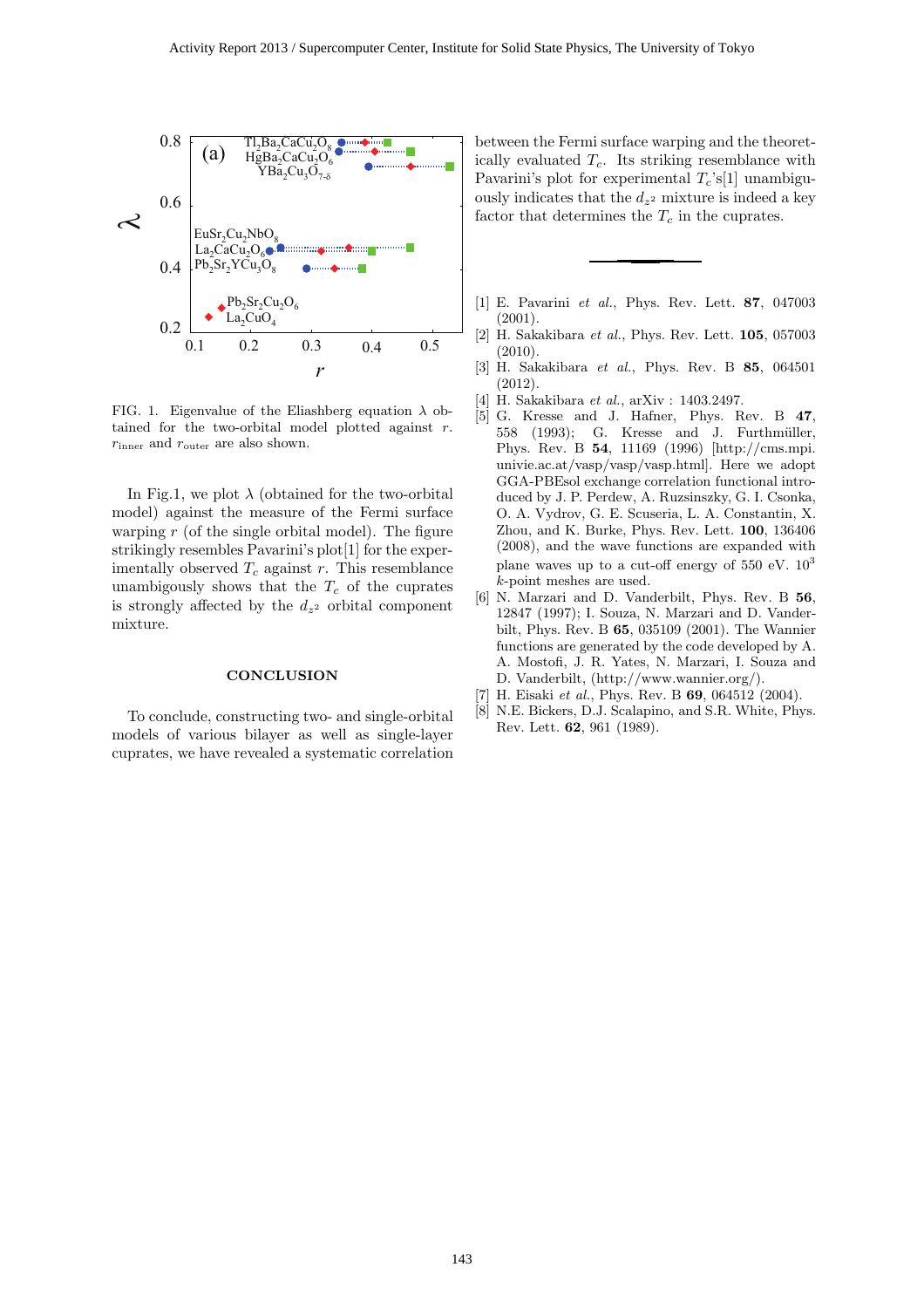FIG. 1. Eigenvalue of the Eliashberg equation $\lambda$ obtained for the two-orbital model plotted against $r$. $r_{\rm inner}$ and $r_{\rm outer}$ are also shown.

In Fig.1, we plot $\lambda$ (obtained for the two-orbital model) against the measure of the Fermi surface warping $r$ (of the single orbital model). The figure strikingly resembles Pavarini's plot[1] for the experimentally observed $T_c$ against $r$. This resemblance unambigously shows that the $T_c$ of the cuprates is strongly affected by the $d_{z^2}$ orbital component mixture.

## CONCLUSION

To conclude, constructing two- and single-orbital models of various bilayer as well as single-layer cuprates, we have revealed a systematic correlation between the Fermi surface warping and the theoretically evaluated $T_c$. Its striking resemblance with Pavarini's plot for experimental $T_c$'s[1] unambiguously indicates that the $d_{z^2}$ mixture is indeed a key factor that determines the $T_c$ in the cuprates.

---

[1] E. Pavarini *et al.*, Phys. Rev. Lett. **87**, 047003 (2001).

[2] H. Sakakibara *et al.*, Phys. Rev. Lett. **105**, 057003 (2010).

[3] H. Sakakibara *et al.*, Phys. Rev. B **85**, 064501 (2012).

[4] H. Sakakibara *et al.*, arXiv : 1403.2497.

[5] G. Kresse and J. Hafner, Phys. Rev. B **47**, 558 (1993); G. Kresse and J. Furthmüller, Phys. Rev. B **54**, 11169 (1996) [http://cms.mpi.univie.ac.at/vasp/vasp.html]. Here we adopt GGA-PBEsol exchange correlation functional introduced by J. P. Perdew, A. Ruzsinszky, G. I. Csonka, O. A. Vydrov, G. E. Scuseria, L. A. Constantin, X. Zhou, and K. Burke, Phys. Rev. Lett. **100**, 136406 (2008), and the wave functions are expanded with plane waves up to a cut-off energy of 550 eV. $10^3$ $k$-point meshes are used.

[6] N. Marzari and D. Vanderbilt, Phys. Rev. B **56**, 12847 (1997); I. Souza, N. Marzari and D. Vanderbilt, Phys. Rev. B **65**, 035109 (2001). The Wannier functions are generated by the code developed by A. A. Mostofi, J. R. Yates, N. Marzari, I. Souza and D. Vanderbilt, (http://www.wannier.org/).

[7] H. Eisaki *et al.*, Phys. Rev. B **69**, 064512 (2004).

[8] N.E. Bickers, D.J. Scalapino, and S.R. White, Phys. Rev. Lett. **62**, 961 (1989).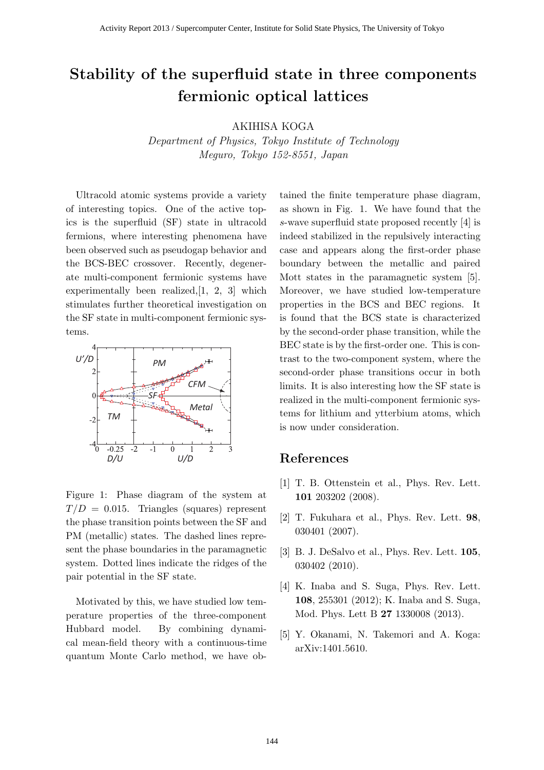# Stability of the superfluid state in three components fermionic optical lattices

AKIHISA KOGA

*Department of Physics, Tokyo Institute of Technology*
*Meguro, Tokyo 152-8551, Japan*

Ultracold atomic systems provide a variety of interesting topics. One of the active topics is the superfluid (SF) state in ultracold fermions, where interesting phenomena have been observed such as pseudogap behavior and the BCS-BEC crossover. Recently, degenerate multi-component fermionic systems have experimentally been realized,[1, 2, 3] which stimulates further theoretical investigation on the SF state in multi-component fermionic systems.

Figure 1: Phase diagram of the system at $T/D = 0.015$. Triangles (squares) represent the phase transition points between the SF and PM (metallic) states. The dashed lines represent the phase boundaries in the paramagnetic system. Dotted lines indicate the ridges of the pair potential in the SF state.

Motivated by this, we have studied low temperature properties of the three-component Hubbard model. By combining dynamical mean-field theory with a continuous-time quantum Monte Carlo method, we have obtained the finite temperature phase diagram, as shown in Fig. 1. We have found that the $s$-wave superfluid state proposed recently [4] is indeed stabilized in the repulsively interacting case and appears along the first-order phase boundary between the metallic and paired Mott states in the paramagnetic system [5]. Moreover, we have studied low-temperature properties in the BCS and BEC regions. It is found that the BCS state is characterized by the second-order phase transition, while the BEC state is by the first-order one. This is contrast to the two-component system, where the second-order phase transitions occur in both limits. It is also interesting how the SF state is realized in the multi-component fermionic systems for lithium and ytterbium atoms, which is now under consideration.

## References

[1] T. B. Ottenstein et al., Phys. Rev. Lett. **101** 203202 (2008).

[2] T. Fukuhara et al., Phys. Rev. Lett. **98**, 030401 (2007).

[3] B. J. DeSalvo et al., Phys. Rev. Lett. **105**, 030402 (2010).

[4] K. Inaba and S. Suga, Phys. Rev. Lett. **108**, 255301 (2012); K. Inaba and S. Suga, Mod. Phys. Lett B **27** 1330008 (2013).

[5] Y. Okanami, N. Takemori and A. Koga: arXiv:1401.5610.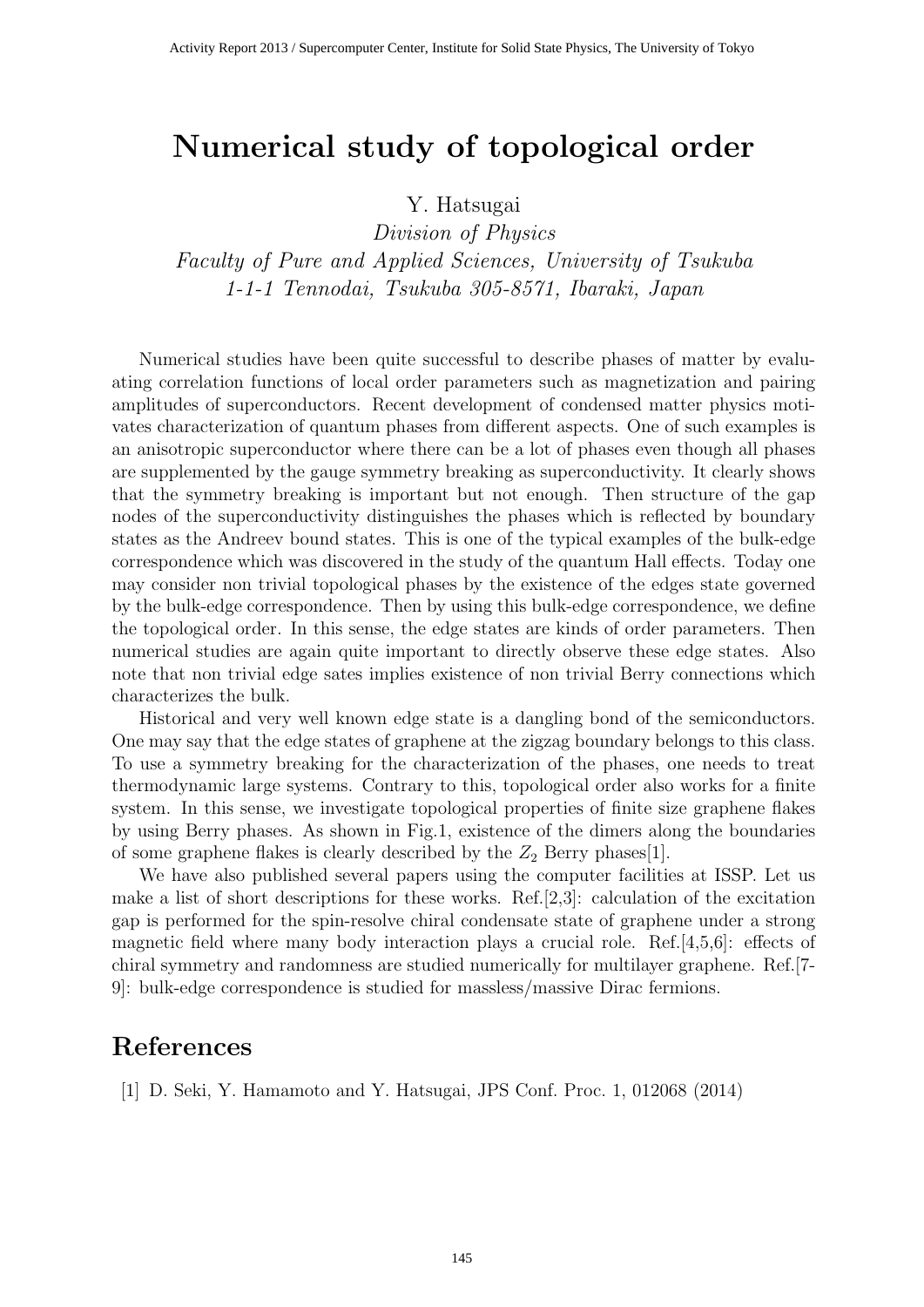# Numerical study of topological order

Y. Hatsugai

*Division of Physics*
*Faculty of Pure and Applied Sciences, University of Tsukuba*
*1-1-1 Tennodai, Tsukuba 305-8571, Ibaraki, Japan*

Numerical studies have been quite successful to describe phases of matter by evaluating correlation functions of local order parameters such as magnetization and pairing amplitudes of superconductors. Recent development of condensed matter physics motivates characterization of quantum phases from different aspects. One of such examples is an anisotropic superconductor where there can be a lot of phases even though all phases are supplemented by the gauge symmetry breaking as superconductivity. It clearly shows that the symmetry breaking is important but not enough. Then structure of the gap nodes of the superconductivity distinguishes the phases which is reflected by boundary states as the Andreev bound states. This is one of the typical examples of the bulk-edge correspondence which was discovered in the study of the quantum Hall effects. Today one may consider non trivial topological phases by the existence of the edges state governed by the bulk-edge correspondence. Then by using this bulk-edge correspondence, we define the topological order. In this sense, the edge states are kinds of order parameters. Then numerical studies are again quite important to directly observe these edge states. Also note that non trivial edge sates implies existence of non trivial Berry connections which characterizes the bulk.

Historical and very well known edge state is a dangling bond of the semiconductors. One may say that the edge states of graphene at the zigzag boundary belongs to this class. To use a symmetry breaking for the characterization of the phases, one needs to treat thermodynamic large systems. Contrary to this, topological order also works for a finite system. In this sense, we investigate topological properties of finite size graphene flakes by using Berry phases. As shown in Fig.1, existence of the dimers along the boundaries of some graphene flakes is clearly described by the $Z_2$ Berry phases[1].

We have also published several papers using the computer facilities at ISSP. Let us make a list of short descriptions for these works. Ref.[2,3]: calculation of the excitation gap is performed for the spin-resolve chiral condensate state of graphene under a strong magnetic field where many body interaction plays a crucial role. Ref.[4,5,6]: effects of chiral symmetry and randomness are studied numerically for multilayer graphene. Ref.[7-9]: bulk-edge correspondence is studied for massless/massive Dirac fermions.

## References

[1] D. Seki, Y. Hamamoto and Y. Hatsugai, JPS Conf. Proc. 1, 012068 (2014)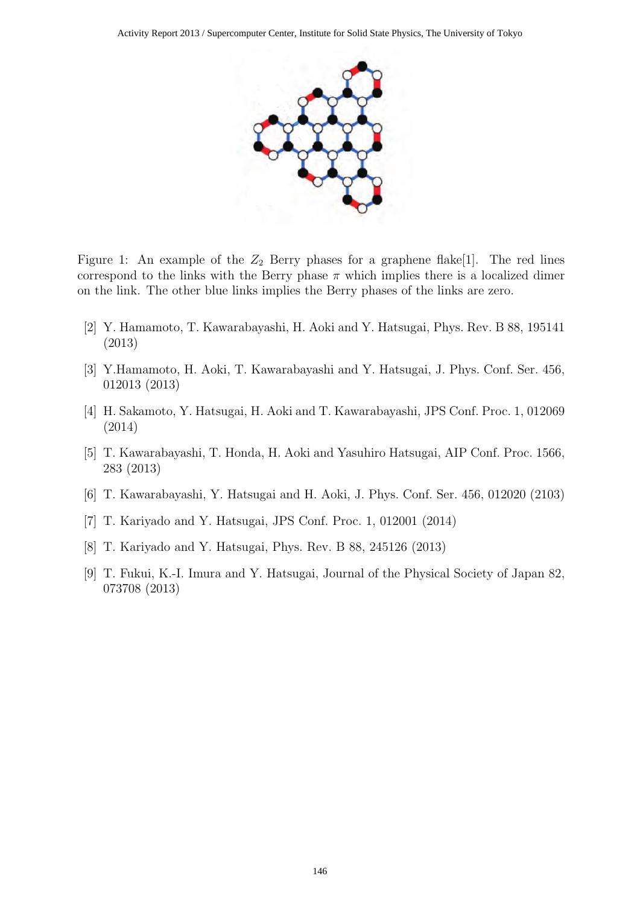Figure 1: An example of the $Z_2$ Berry phases for a graphene flake[1]. The red lines correspond to the links with the Berry phase $\pi$ which implies there is a localized dimer on the link. The other blue links implies the Berry phases of the links are zero.

[2] Y. Hamamoto, T. Kawarabayashi, H. Aoki and Y. Hatsugai, Phys. Rev. B 88, 195141 (2013)

[3] Y.Hamamoto, H. Aoki, T. Kawarabayashi and Y. Hatsugai, J. Phys. Conf. Ser. 456, 012013 (2013)

[4] H. Sakamoto, Y. Hatsugai, H. Aoki and T. Kawarabayashi, JPS Conf. Proc. 1, 012069 (2014)

[5] T. Kawarabayashi, T. Honda, H. Aoki and Yasuhiro Hatsugai, AIP Conf. Proc. 1566, 283 (2013)

[6] T. Kawarabayashi, Y. Hatsugai and H. Aoki, J. Phys. Conf. Ser. 456, 012020 (2103)

[7] T. Kariyado and Y. Hatsugai, JPS Conf. Proc. 1, 012001 (2014)

[8] T. Kariyado and Y. Hatsugai, Phys. Rev. B 88, 245126 (2013)

[9] T. Fukui, K.-I. Imura and Y. Hatsugai, Journal of the Physical Society of Japan 82, 073708 (2013)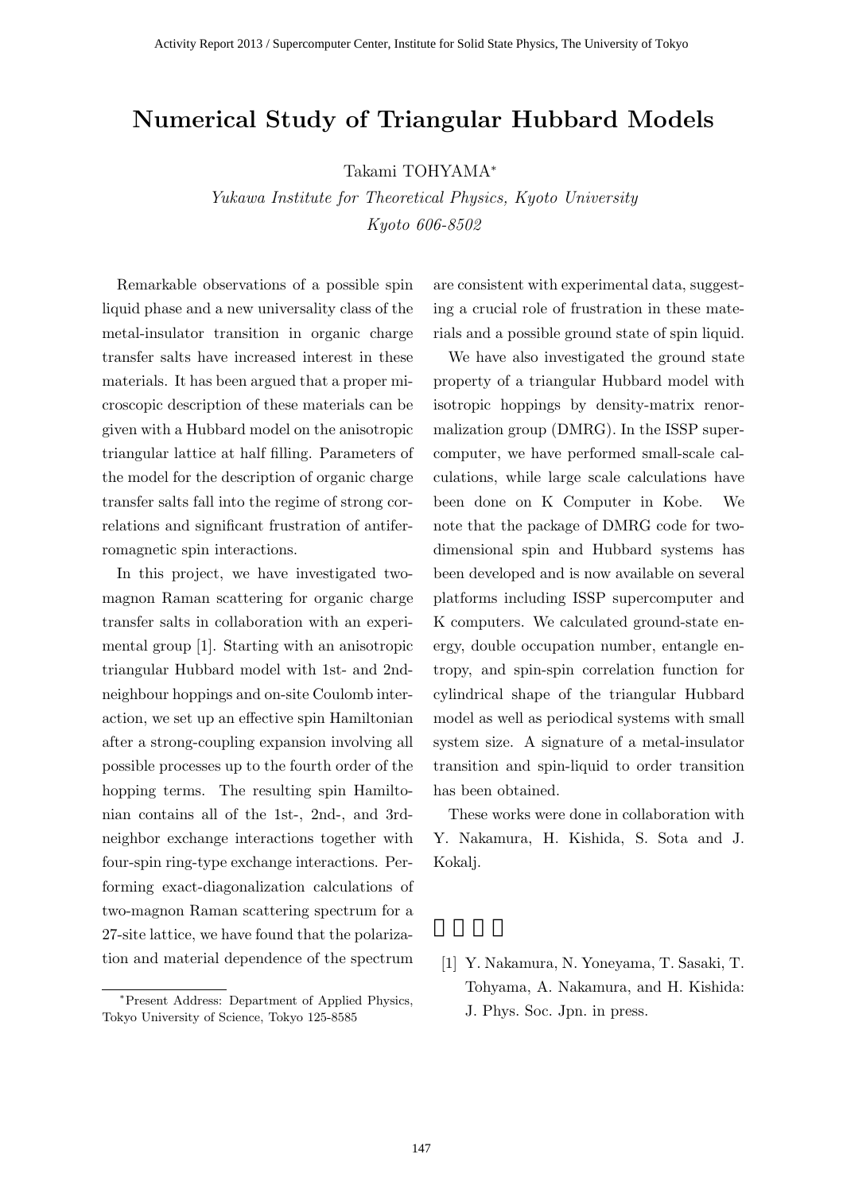# Numerical Study of Triangular Hubbard Models

Takami TOHYAMA*

*Yukawa Institute for Theoretical Physics, Kyoto University*
*Kyoto 606-8502*

Remarkable observations of a possible spin liquid phase and a new universality class of the metal-insulator transition in organic charge transfer salts have increased interest in these materials. It has been argued that a proper microscopic description of these materials can be given with a Hubbard model on the anisotropic triangular lattice at half filling. Parameters of the model for the description of organic charge transfer salts fall into the regime of strong correlations and significant frustration of antiferromagnetic spin interactions.

In this project, we have investigated two-magnon Raman scattering for organic charge transfer salts in collaboration with an experimental group [1]. Starting with an anisotropic triangular Hubbard model with 1st- and 2nd-neighbour hoppings and on-site Coulomb interaction, we set up an effective spin Hamiltonian after a strong-coupling expansion involving all possible processes up to the fourth order of the hopping terms. The resulting spin Hamiltonian contains all of the 1st-, 2nd-, and 3rd-neighbor exchange interactions together with four-spin ring-type exchange interactions. Performing exact-diagonalization calculations of two-magnon Raman scattering spectrum for a 27-site lattice, we have found that the polarization and material dependence of the spectrum are consistent with experimental data, suggesting a crucial role of frustration in these materials and a possible ground state of spin liquid.

We have also investigated the ground state property of a triangular Hubbard model with isotropic hoppings by density-matrix renormalization group (DMRG). In the ISSP supercomputer, we have performed small-scale calculations, while large scale calculations have been done on K Computer in Kobe. We note that the package of DMRG code for two-dimensional spin and Hubbard systems has been developed and is now available on several platforms including ISSP supercomputer and K computers. We calculated ground-state energy, double occupation number, entangle entropy, and spin-spin correlation function for cylindrical shape of the triangular Hubbard model as well as periodical systems with small system size. A signature of a metal-insulator transition and spin-liquid to order transition has been obtained.

These works were done in collaboration with Y. Nakamura, H. Kishida, S. Sota and J. Kokalj.

## 参考文献

[1] Y. Nakamura, N. Yoneyama, T. Sasaki, T. Tohyama, A. Nakamura, and H. Kishida: J. Phys. Soc. Jpn. in press.

*Present Address: Department of Applied Physics, Tokyo University of Science, Tokyo 125-8585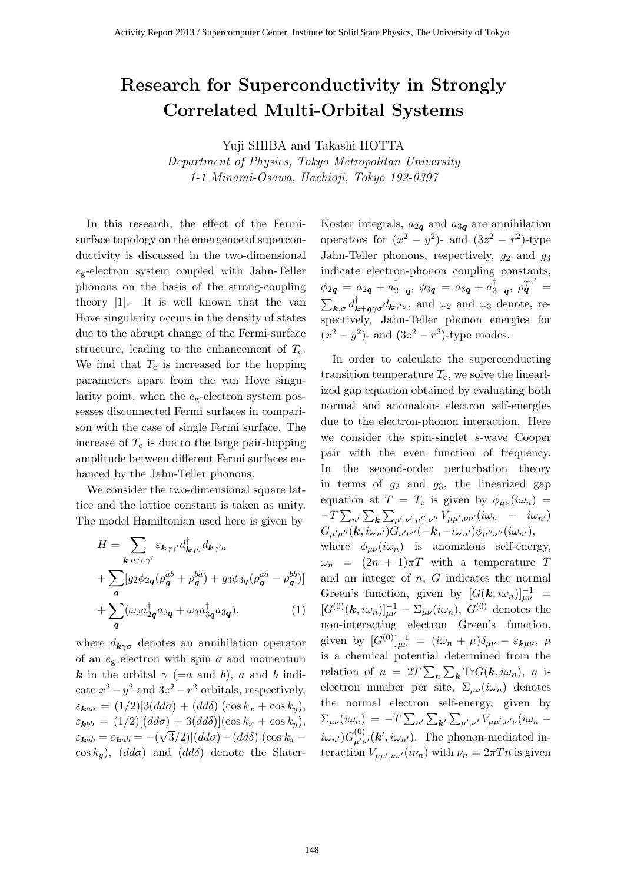# Research for Superconductivity in Strongly Correlated Multi-Orbital Systems

Yuji SHIBA and Takashi HOTTA

*Department of Physics, Tokyo Metropolitan University*
*1-1 Minami-Osawa, Hachioji, Tokyo 192-0397*

In this research, the effect of the Fermi-surface topology on the emergence of superconductivity is discussed in the two-dimensional $e_{\rm g}$-electron system coupled with Jahn-Teller phonons on the basis of the strong-coupling theory [1]. It is well known that the van Hove singularity occurs in the density of states due to the abrupt change of the Fermi-surface structure, leading to the enhancement of $T_{\rm c}$. We find that $T_{\rm c}$ is increased for the hopping parameters apart from the van Hove singularity point, when the $e_{\rm g}$-electron system possesses disconnected Fermi surfaces in comparison with the case of single Fermi surface. The increase of $T_{\rm c}$ is due to the large pair-hopping amplitude between different Fermi surfaces enhanced by the Jahn-Teller phonons.

We consider the two-dimensional square lattice and the lattice constant is taken as unity. The model Hamiltonian used here is given by

$$
\begin{aligned}
H = & \sum_{\boldsymbol{k},\sigma,\gamma,\gamma'} \varepsilon_{\boldsymbol{k}\gamma\gamma'} d^{\dagger}_{\boldsymbol{k}\gamma\sigma} d_{\boldsymbol{k}\gamma'\sigma} \\
& + \sum_{\boldsymbol{q}} [g_2 \phi_{2\boldsymbol{q}} (\rho^{ab}_{\boldsymbol{q}} + \rho^{ba}_{\boldsymbol{q}}) + g_3 \phi_{3\boldsymbol{q}} (\rho^{aa}_{\boldsymbol{q}} - \rho^{bb}_{\boldsymbol{q}})] \\
& + \sum_{\boldsymbol{q}} (\omega_2 a^{\dagger}_{2\boldsymbol{q}} a_{2\boldsymbol{q}} + \omega_3 a^{\dagger}_{3\boldsymbol{q}} a_{3\boldsymbol{q}}), \qquad (1)
\end{aligned}
$$

where $d_{\boldsymbol{k}\gamma\sigma}$ denotes an annihilation operator of an $e_{\rm g}$ electron with spin $\sigma$ and momentum $\boldsymbol{k}$ in the orbital $\gamma$ (=$a$ and $b$), $a$ and $b$ indicate $x^2-y^2$ and $3z^2-r^2$ orbitals, respectively, $\varepsilon_{\boldsymbol{k}aa} = (1/2)[3(dd\sigma) + (dd\delta)](\cos k_x + \cos k_y)$, $\varepsilon_{\boldsymbol{k}bb} = (1/2)[(dd\sigma) + 3(dd\delta)](\cos k_x + \cos k_y)$, $\varepsilon_{\boldsymbol{k}ab} = \varepsilon_{\boldsymbol{k}ab} = -(\sqrt{3}/2)[(dd\sigma) - (dd\delta)](\cos k_x - \cos k_y)$, $(dd\sigma)$ and $(dd\delta)$ denote the Slater-Koster integrals, $a_{2\boldsymbol{q}}$ and $a_{3\boldsymbol{q}}$ are annihilation operators for $(x^2-y^2)$- and $(3z^2-r^2)$-type Jahn-Teller phonons, respectively, $g_2$ and $g_3$ indicate electron-phonon coupling constants, $\phi_{2\boldsymbol{q}} = a_{2\boldsymbol{q}} + a^{\dagger}_{2-\boldsymbol{q}}$, $\phi_{3\boldsymbol{q}} = a_{3\boldsymbol{q}} + a^{\dagger}_{3-\boldsymbol{q}}$, $\rho^{\gamma\gamma'}_{\boldsymbol{q}} = \sum_{\boldsymbol{k},\sigma} d^{\dagger}_{\boldsymbol{k}+\boldsymbol{q}\gamma\sigma} d_{\boldsymbol{k}\gamma'\sigma}$, and $\omega_2$ and $\omega_3$ denote, respectively, Jahn-Teller phonon energies for $(x^2-y^2)$- and $(3z^2-r^2)$-type modes.

In order to calculate the superconducting transition temperature $T_{\rm c}$, we solve the linearlized gap equation obtained by evaluating both normal and anomalous electron self-energies due to the electron-phonon interaction. Here we consider the spin-singlet $s$-wave Cooper pair with the even function of frequency. In the second-order perturbation theory in terms of $g_2$ and $g_3$, the linearized gap equation at $T = T_{\rm c}$ is given by $\phi_{\mu\nu}(i\omega_n) = -T\sum_{n'}\sum_{\boldsymbol{k}}\sum_{\mu',\nu',\mu'',\nu''} V_{\mu\mu',\nu\nu'}(i\omega_n - i\omega_{n'}) G_{\mu'\mu''}(\boldsymbol{k}, i\omega_{n'}) G_{\nu'\nu''}(-\boldsymbol{k}, -i\omega_{n'}) \phi_{\mu''\nu''}(i\omega_{n'})$, where $\phi_{\mu\nu}(i\omega_n)$ is anomalous self-energy, $\omega_n = (2n+1)\pi T$ with a temperature $T$ and an integer of $n$, $G$ indicates the normal Green's function, given by $[G(\boldsymbol{k}, i\omega_n)]^{-1}_{\mu\nu} = [G^{(0)}(\boldsymbol{k}, i\omega_n)]^{-1}_{\mu\nu} - \Sigma_{\mu\nu}(i\omega_n)$, $G^{(0)}$ denotes the non-interacting electron Green's function, given by $[G^{(0)}]^{-1}_{\mu\nu} = (i\omega_n + \mu)\delta_{\mu\nu} - \varepsilon_{\boldsymbol{k}\mu\nu}$, $\mu$ is a chemical potential determined from the relation of $n = 2T\sum_n\sum_{\boldsymbol{k}} {\rm Tr}G(\boldsymbol{k}, i\omega_n)$, $n$ is electron number per site, $\Sigma_{\mu\nu}(i\omega_n)$ denotes the normal electron self-energy, given by $\Sigma_{\mu\nu}(i\omega_n) = -T\sum_{n'}\sum_{\boldsymbol{k}'}\sum_{\mu',\nu'} V_{\mu\mu',\nu'\nu}(i\omega_n - i\omega_{n'}) G^{(0)}_{\mu'\nu'}(\boldsymbol{k}', i\omega_{n'})$. The phonon-mediated interaction $V_{\mu\mu',\nu\nu'}(i\nu_n)$ with $\nu_n = 2\pi Tn$ is given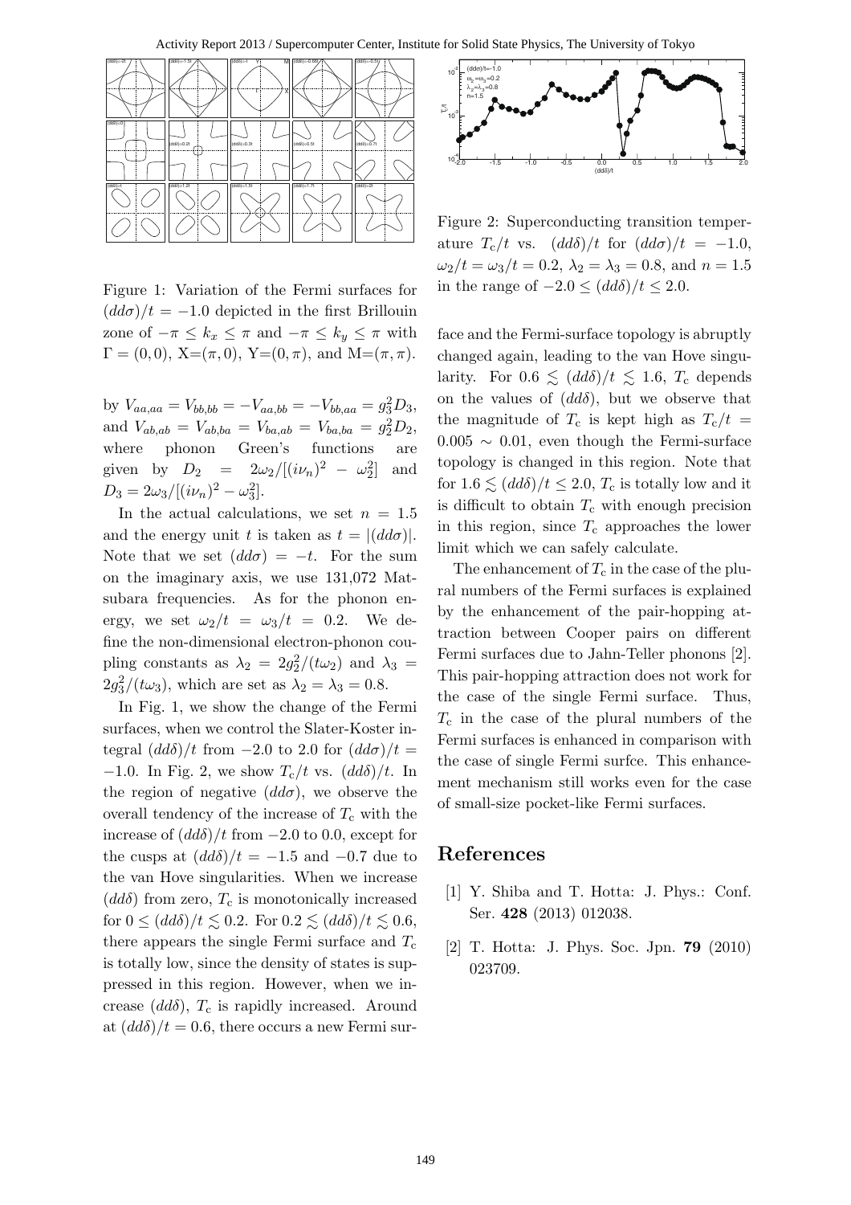Figure 1: Variation of the Fermi surfaces for $(dd\sigma)/t = -1.0$ depicted in the first Brillouin zone of $-\pi \le k_x \le \pi$ and $-\pi \le k_y \le \pi$ with $\Gamma = (0, 0)$, X=$(\pi, 0)$, Y=$(0, \pi)$, and M=$(\pi, \pi)$.

by $V_{aa,aa} = V_{bb,bb} = -V_{aa,bb} = -V_{bb,aa} = g_3^2 D_3$, and $V_{ab,ab} = V_{ab,ba} = V_{ba,ab} = V_{ba,ba} = g_2^2 D_2$, where phonon Green's functions are given by $D_2 = 2\omega_2/[(i\nu_n)^2 - \omega_2^2]$ and $D_3 = 2\omega_3/[(i\nu_n)^2 - \omega_3^2]$.

In the actual calculations, we set $n = 1.5$ and the energy unit $t$ is taken as $t = |(dd\sigma)|$. Note that we set $(dd\sigma) = -t$. For the sum on the imaginary axis, we use 131,072 Matsubara frequencies. As for the phonon energy, we set $\omega_2/t = \omega_3/t = 0.2$. We define the non-dimensional electron-phonon coupling constants as $\lambda_2 = 2g_2^2/(t\omega_2)$ and $\lambda_3 = 2g_3^2/(t\omega_3)$, which are set as $\lambda_2 = \lambda_3 = 0.8$.

In Fig. 1, we show the change of the Fermi surfaces, when we control the Slater-Koster integral $(dd\delta)/t$ from $-2.0$ to 2.0 for $(dd\sigma)/t = -1.0$. In Fig. 2, we show $T_c/t$ vs. $(dd\delta)/t$. In the region of negative $(dd\sigma)$, we observe the overall tendency of the increase of $T_c$ with the increase of $(dd\delta)/t$ from $-2.0$ to 0.0, except for the cusps at $(dd\delta)/t = -1.5$ and $-0.7$ due to the van Hove singularities. When we increase $(dd\delta)$ from zero, $T_c$ is monotonically increased for $0 \le (dd\delta)/t \lesssim 0.2$. For $0.2 \lesssim (dd\delta)/t \lesssim 0.6$, there appears the single Fermi surface and $T_c$ is totally low, since the density of states is suppressed in this region. However, when we increase $(dd\delta)$, $T_c$ is rapidly increased. Around at $(dd\delta)/t = 0.6$, there occurs a new Fermi surface and the Fermi-surface topology is abruptly changed again, leading to the van Hove singularity. For $0.6 \lesssim (dd\delta)/t \lesssim 1.6$, $T_c$ depends on the values of $(dd\delta)$, but we observe that the magnitude of $T_c$ is kept high as $T_c/t = 0.005 \sim 0.01$, even though the Fermi-surface topology is changed in this region. Note that for $1.6 \lesssim (dd\delta)/t \le 2.0$, $T_c$ is totally low and it is difficult to obtain $T_c$ with enough precision in this region, since $T_c$ approaches the lower limit which we can safely calculate.

Figure 2: Superconducting transition temperature $T_c/t$ vs. $(dd\delta)/t$ for $(dd\sigma)/t = -1.0$, $\omega_2/t = \omega_3/t = 0.2$, $\lambda_2 = \lambda_3 = 0.8$, and $n = 1.5$ in the range of $-2.0 \le (dd\delta)/t \le 2.0$.

The enhancement of $T_c$ in the case of the plural numbers of the Fermi surfaces is explained by the enhancement of the pair-hopping attraction between Cooper pairs on different Fermi surfaces due to Jahn-Teller phonons [2]. This pair-hopping attraction does not work for the case of the single Fermi surface. Thus, $T_c$ in the case of the plural numbers of the Fermi surfaces is enhanced in comparison with the case of single Fermi surfce. This enhancement mechanism still works even for the case of small-size pocket-like Fermi surfaces.

## References

[1] Y. Shiba and T. Hotta: J. Phys.: Conf. Ser. **428** (2013) 012038.

[2] T. Hotta: J. Phys. Soc. Jpn. **79** (2010) 023709.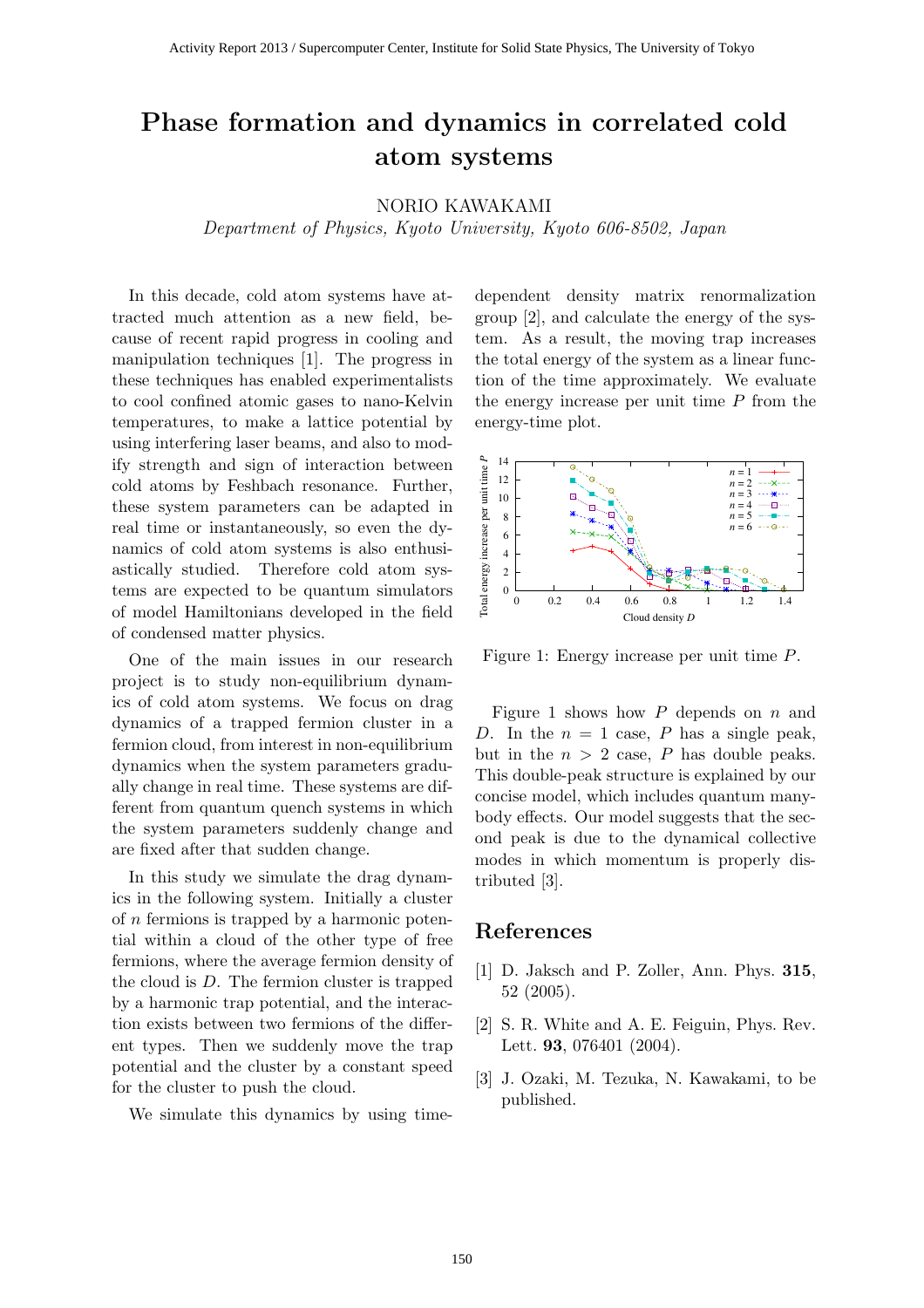# Phase formation and dynamics in correlated cold atom systems

NORIO KAWAKAMI

*Department of Physics, Kyoto University, Kyoto 606-8502, Japan*

In this decade, cold atom systems have attracted much attention as a new field, because of recent rapid progress in cooling and manipulation techniques [1]. The progress in these techniques has enabled experimentalists to cool confined atomic gases to nano-Kelvin temperatures, to make a lattice potential by using interfering laser beams, and also to modify strength and sign of interaction between cold atoms by Feshbach resonance. Further, these system parameters can be adapted in real time or instantaneously, so even the dynamics of cold atom systems is also enthusiastically studied. Therefore cold atom systems are expected to be quantum simulators of model Hamiltonians developed in the field of condensed matter physics.

One of the main issues in our research project is to study non-equilibrium dynamics of cold atom systems. We focus on drag dynamics of a trapped fermion cluster in a fermion cloud, from interest in non-equilibrium dynamics when the system parameters gradually change in real time. These systems are different from quantum quench systems in which the system parameters suddenly change and are fixed after that sudden change.

In this study we simulate the drag dynamics in the following system. Initially a cluster of $n$ fermions is trapped by a harmonic potential within a cloud of the other type of free fermions, where the average fermion density of the cloud is $D$. The fermion cluster is trapped by a harmonic trap potential, and the interaction exists between two fermions of the different types. Then we suddenly move the trap potential and the cluster by a constant speed for the cluster to push the cloud.

We simulate this dynamics by using time-dependent density matrix renormalization group [2], and calculate the energy of the system. As a result, the moving trap increases the total energy of the system as a linear function of the time approximately. We evaluate the energy increase per unit time $P$ from the energy-time plot.

Figure 1: Energy increase per unit time $P$.

Figure 1 shows how $P$ depends on $n$ and $D$. In the $n = 1$ case, $P$ has a single peak, but in the $n > 2$ case, $P$ has double peaks. This double-peak structure is explained by our concise model, which includes quantum many-body effects. Our model suggests that the second peak is due to the dynamical collective modes in which momentum is properly distributed [3].

## References

[1] D. Jaksch and P. Zoller, Ann. Phys. **315**, 52 (2005).

[2] S. R. White and A. E. Feiguin, Phys. Rev. Lett. **93**, 076401 (2004).

[3] J. Ozaki, M. Tezuka, N. Kawakami, to be published.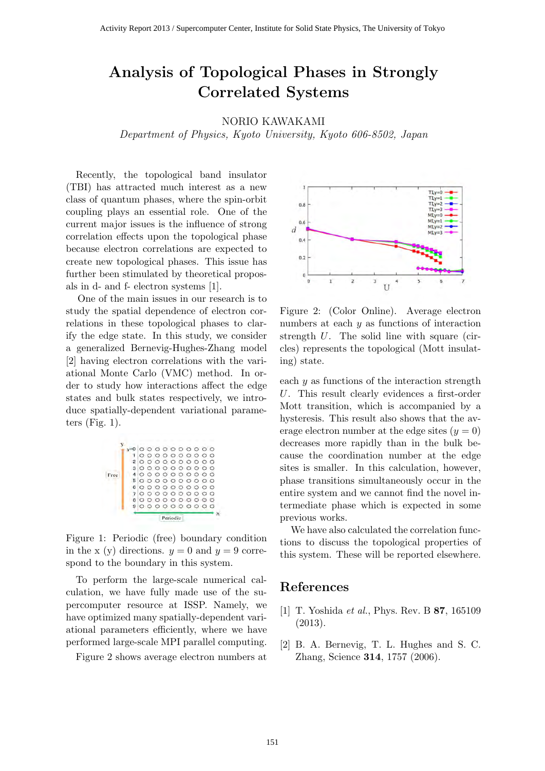# Analysis of Topological Phases in Strongly Correlated Systems

NORIO KAWAKAMI

*Department of Physics, Kyoto University, Kyoto 606-8502, Japan*

Recently, the topological band insulator (TBI) has attracted much interest as a new class of quantum phases, where the spin-orbit coupling plays an essential role. One of the current major issues is the influence of strong correlation effects upon the topological phase because electron correlations are expected to create new topological phases. This issue has further been stimulated by theoretical proposals in d- and f- electron systems [1].

One of the main issues in our research is to study the spatial dependence of electron correlations in these topological phases to clarify the edge state. In this study, we consider a generalized Bernevig-Hughes-Zhang model [2] having electron correlations with the variational Monte Carlo (VMC) method. In order to study how interactions affect the edge states and bulk states respectively, we introduce spatially-dependent variational parameters (Fig. 1).

Figure 1: Periodic (free) boundary condition in the x (y) directions. $y = 0$ and $y = 9$ correspond to the boundary in this system.

To perform the large-scale numerical calculation, we have fully made use of the supercomputer resource at ISSP. Namely, we have optimized many spatially-dependent variational parameters efficiently, where we have performed large-scale MPI parallel computing.

Figure 2 shows average electron numbers at each $y$ as functions of the interaction strength $U$. This result clearly evidences a first-order Mott transition, which is accompanied by a hysteresis. This result also shows that the average electron number at the edge sites ($y = 0$) decreases more rapidly than in the bulk because the coordination number at the edge sites is smaller. In this calculation, however, phase transitions simultaneously occur in the entire system and we cannot find the novel intermediate phase which is expected in some previous works.

Figure 2: (Color Online). Average electron numbers at each $y$ as functions of interaction strength $U$. The solid line with square (circles) represents the topological (Mott insulating) state.

We have also calculated the correlation functions to discuss the topological properties of this system. These will be reported elsewhere.

## References

[1] T. Yoshida *et al.*, Phys. Rev. B **87**, 165109 (2013).

[2] B. A. Bernevig, T. L. Hughes and S. C. Zhang, Science **314**, 1757 (2006).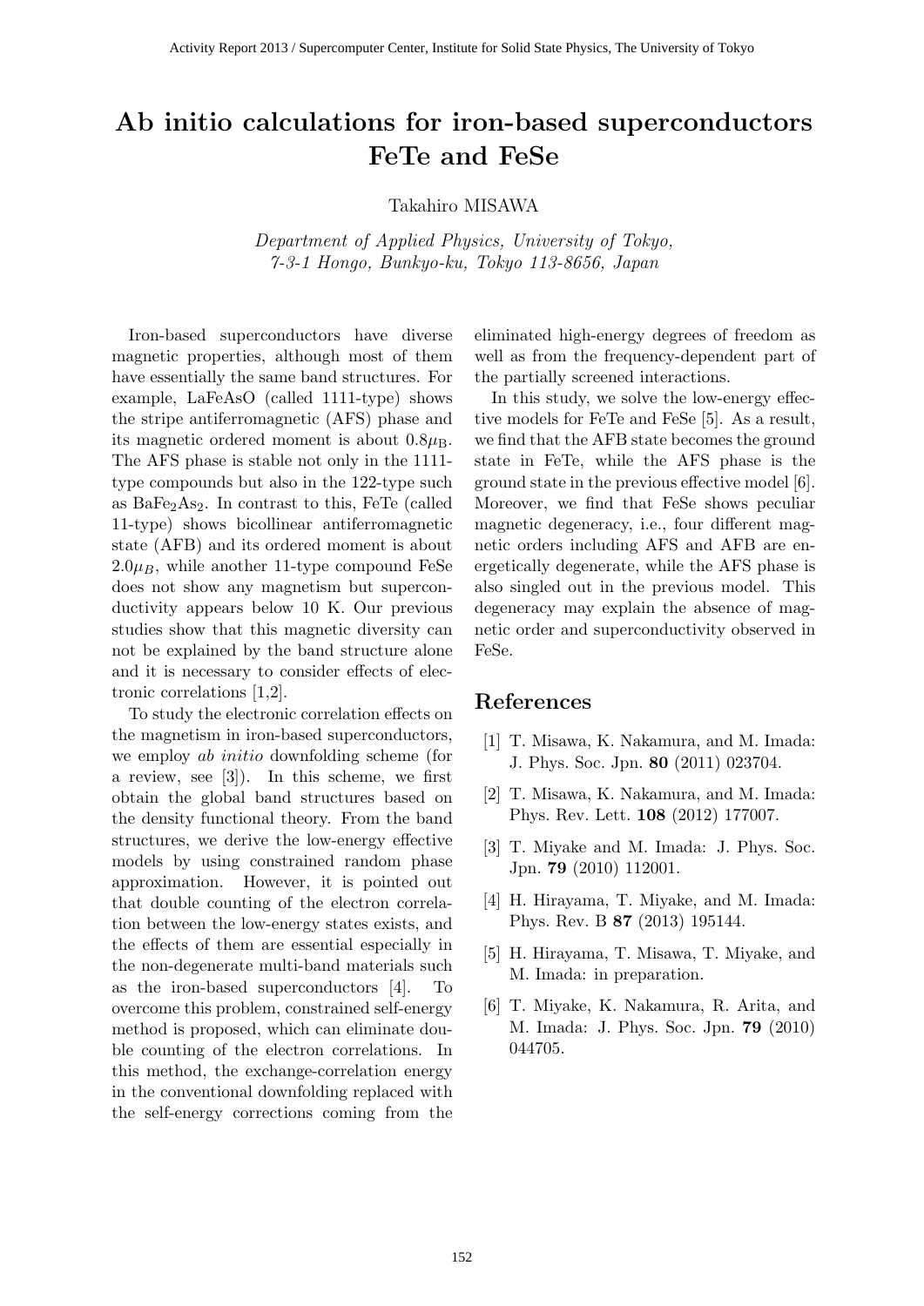# Ab initio calculations for iron-based superconductors FeTe and FeSe

Takahiro MISAWA

*Department of Applied Physics, University of Tokyo, 7-3-1 Hongo, Bunkyo-ku, Tokyo 113-8656, Japan*

Iron-based superconductors have diverse magnetic properties, although most of them have essentially the same band structures. For example, LaFeAsO (called 1111-type) shows the stripe antiferromagnetic (AFS) phase and its magnetic ordered moment is about $0.8\mu_{\mathrm{B}}$. The AFS phase is stable not only in the 1111-type compounds but also in the 122-type such as $BaFe_2As_2$. In contrast to this, FeTe (called 11-type) shows bicollinear antiferromagnetic state (AFB) and its ordered moment is about $2.0\mu_B$, while another 11-type compound FeSe does not show any magnetism but superconductivity appears below 10 K. Our previous studies show that this magnetic diversity can not be explained by the band structure alone and it is necessary to consider effects of electronic correlations [1,2].

To study the electronic correlation effects on the magnetism in iron-based superconductors, we employ *ab initio* downfolding scheme (for a review, see [3]). In this scheme, we first obtain the global band structures based on the density functional theory. From the band structures, we derive the low-energy effective models by using constrained random phase approximation. However, it is pointed out that double counting of the electron correlation between the low-energy states exists, and the effects of them are essential especially in the non-degenerate multi-band materials such as the iron-based superconductors [4]. To overcome this problem, constrained self-energy method is proposed, which can eliminate double counting of the electron correlations. In this method, the exchange-correlation energy in the conventional downfolding replaced with the self-energy corrections coming from the eliminated high-energy degrees of freedom as well as from the frequency-dependent part of the partially screened interactions.

In this study, we solve the low-energy effective models for FeTe and FeSe [5]. As a result, we find that the AFB state becomes the ground state in FeTe, while the AFS phase is the ground state in the previous effective model [6]. Moreover, we find that FeSe shows peculiar magnetic degeneracy, i.e., four different magnetic orders including AFS and AFB are energetically degenerate, while the AFS phase is also singled out in the previous model. This degeneracy may explain the absence of magnetic order and superconductivity observed in FeSe.

## References

[1] T. Misawa, K. Nakamura, and M. Imada: J. Phys. Soc. Jpn. **80** (2011) 023704.

[2] T. Misawa, K. Nakamura, and M. Imada: Phys. Rev. Lett. **108** (2012) 177007.

[3] T. Miyake and M. Imada: J. Phys. Soc. Jpn. **79** (2010) 112001.

[4] H. Hirayama, T. Miyake, and M. Imada: Phys. Rev. B **87** (2013) 195144.

[5] H. Hirayama, T. Misawa, T. Miyake, and M. Imada: in preparation.

[6] T. Miyake, K. Nakamura, R. Arita, and M. Imada: J. Phys. Soc. Jpn. **79** (2010) 044705.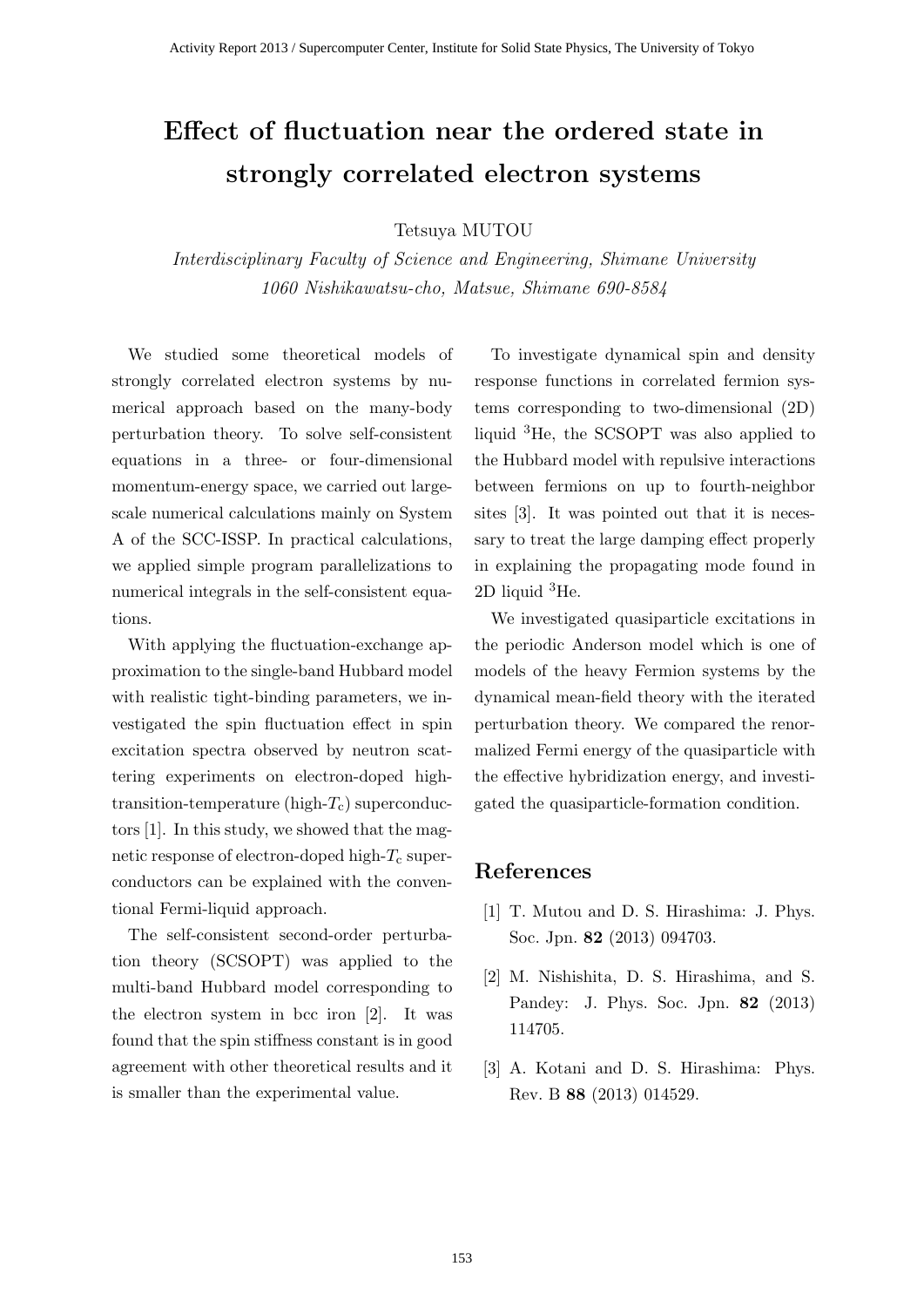# Effect of fluctuation near the ordered state in strongly correlated electron systems

Tetsuya MUTOU

*Interdisciplinary Faculty of Science and Engineering, Shimane University*
*1060 Nishikawatsu-cho, Matsue, Shimane 690-8584*

We studied some theoretical models of strongly correlated electron systems by numerical approach based on the many-body perturbation theory. To solve self-consistent equations in a three- or four-dimensional momentum-energy space, we carried out large-scale numerical calculations mainly on System A of the SCC-ISSP. In practical calculations, we applied simple program parallelizations to numerical integrals in the self-consistent equations.

With applying the fluctuation-exchange approximation to the single-band Hubbard model with realistic tight-binding parameters, we investigated the spin fluctuation effect in spin excitation spectra observed by neutron scattering experiments on electron-doped high-transition-temperature (high-$T_c$) superconductors [1]. In this study, we showed that the magnetic response of electron-doped high-$T_c$ superconductors can be explained with the conventional Fermi-liquid approach.

The self-consistent second-order perturbation theory (SCSOPT) was applied to the multi-band Hubbard model corresponding to the electron system in bcc iron [2]. It was found that the spin stiffness constant is in good agreement with other theoretical results and it is smaller than the experimental value.

To investigate dynamical spin and density response functions in correlated fermion systems corresponding to two-dimensional (2D) liquid $^3$He, the SCSOPT was also applied to the Hubbard model with repulsive interactions between fermions on up to fourth-neighbor sites [3]. It was pointed out that it is necessary to treat the large damping effect properly in explaining the propagating mode found in 2D liquid $^3$He.

We investigated quasiparticle excitations in the periodic Anderson model which is one of models of the heavy Fermion systems by the dynamical mean-field theory with the iterated perturbation theory. We compared the renormalized Fermi energy of the quasiparticle with the effective hybridization energy, and investigated the quasiparticle-formation condition.

## References

[1] T. Mutou and D. S. Hirashima: J. Phys. Soc. Jpn. **82** (2013) 094703.

[2] M. Nishishita, D. S. Hirashima, and S. Pandey: J. Phys. Soc. Jpn. **82** (2013) 114705.

[3] A. Kotani and D. S. Hirashima: Phys. Rev. B **88** (2013) 014529.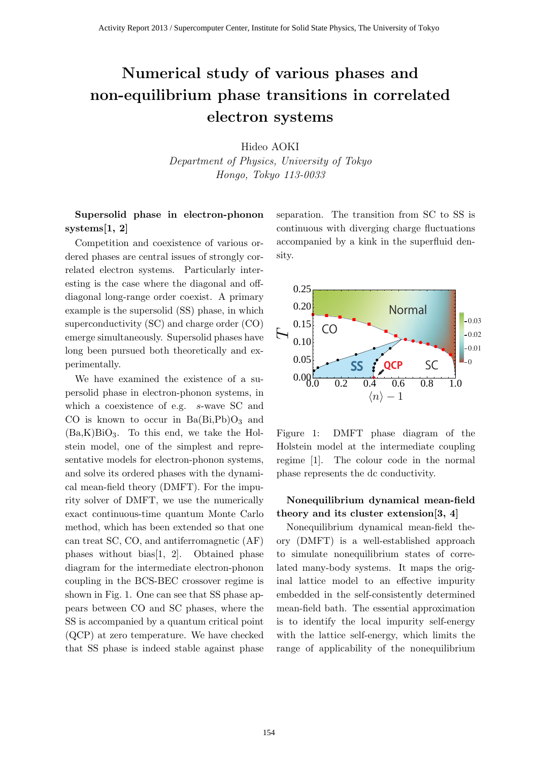# Numerical study of various phases and non-equilibrium phase transitions in correlated electron systems

Hideo AOKI

*Department of Physics, University of Tokyo*
*Hongo, Tokyo 113-0033*

**Supersolid phase in electron-phonon systems[1, 2]**

Competition and coexistence of various ordered phases are central issues of strongly correlated electron systems. Particularly interesting is the case where the diagonal and off-diagonal long-range order coexist. A primary example is the supersolid (SS) phase, in which superconductivity (SC) and charge order (CO) emerge simultaneously. Supersolid phases have long been pursued both theoretically and experimentally.

We have examined the existence of a supersolid phase in electron-phonon systems, in which a coexistence of e.g. *s*-wave SC and CO is known to occur in $Ba(Bi,Pb)O_3$ and $(Ba,K)BiO_3$. To this end, we take the Holstein model, one of the simplest and representative models for electron-phonon systems, and solve its ordered phases with the dynamical mean-field theory (DMFT). For the impurity solver of DMFT, we use the numerically exact continuous-time quantum Monte Carlo method, which has been extended so that one can treat SC, CO, and antiferromagnetic (AF) phases without bias[1, 2]. Obtained phase diagram for the intermediate electron-phonon coupling in the BCS-BEC crossover regime is shown in Fig. 1. One can see that SS phase appears between CO and SC phases, where the SS is accompanied by a quantum critical point (QCP) at zero temperature. We have checked that SS phase is indeed stable against phase separation. The transition from SC to SS is continuous with diverging charge fluctuations accompanied by a kink in the superfluid density.

Figure 1: DMFT phase diagram of the Holstein model at the intermediate coupling regime [1]. The colour code in the normal phase represents the dc conductivity.

**Nonequilibrium dynamical mean-field theory and its cluster extension[3, 4]**

Nonequilibrium dynamical mean-field theory (DMFT) is a well-established approach to simulate nonequilibrium states of correlated many-body systems. It maps the original lattice model to an effective impurity embedded in the self-consistently determined mean-field bath. The essential approximation is to identify the local impurity self-energy with the lattice self-energy, which limits the range of applicability of the nonequilibrium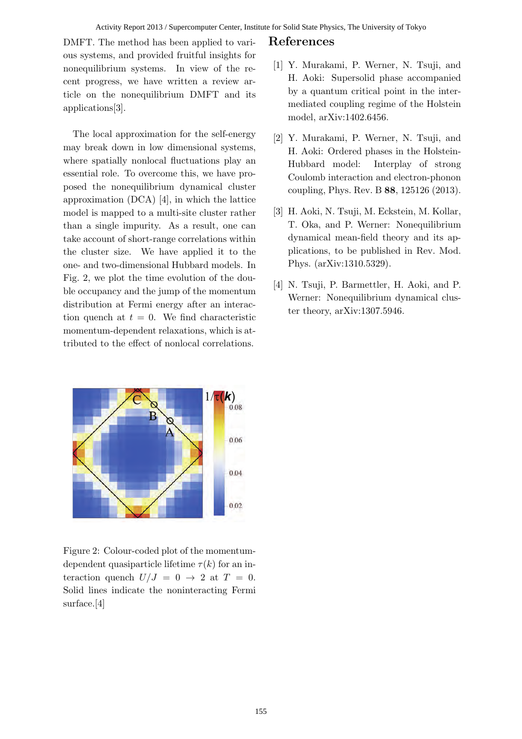DMFT. The method has been applied to various systems, and provided fruitful insights for nonequilibrium systems. In view of the recent progress, we have written a review article on the nonequilibrium DMFT and its applications[3].

The local approximation for the self-energy may break down in low dimensional systems, where spatially nonlocal fluctuations play an essential role. To overcome this, we have proposed the nonequilibrium dynamical cluster approximation (DCA) [4], in which the lattice model is mapped to a multi-site cluster rather than a single impurity. As a result, one can take account of short-range correlations within the cluster size. We have applied it to the one- and two-dimensional Hubbard models. In Fig. 2, we plot the time evolution of the double occupancy and the jump of the momentum distribution at Fermi energy after an interaction quench at $t = 0$. We find characteristic momentum-dependent relaxations, which is attributed to the effect of nonlocal correlations.

Figure 2: Colour-coded plot of the momentum-dependent quasiparticle lifetime $\tau(k)$ for an interaction quench $U/J = 0 \to 2$ at $T = 0$. Solid lines indicate the noninteracting Fermi surface.[4]

## References

[1] Y. Murakami, P. Werner, N. Tsuji, and H. Aoki: Supersolid phase accompanied by a quantum critical point in the intermediated coupling regime of the Holstein model, arXiv:1402.6456.

[2] Y. Murakami, P. Werner, N. Tsuji, and H. Aoki: Ordered phases in the Holstein-Hubbard model: Interplay of strong Coulomb interaction and electron-phonon coupling, Phys. Rev. B **88**, 125126 (2013).

[3] H. Aoki, N. Tsuji, M. Eckstein, M. Kollar, T. Oka, and P. Werner: Nonequilibrium dynamical mean-field theory and its applications, to be published in Rev. Mod. Phys. (arXiv:1310.5329).

[4] N. Tsuji, P. Barmettler, H. Aoki, and P. Werner: Nonequilibrium dynamical cluster theory, arXiv:1307.5946.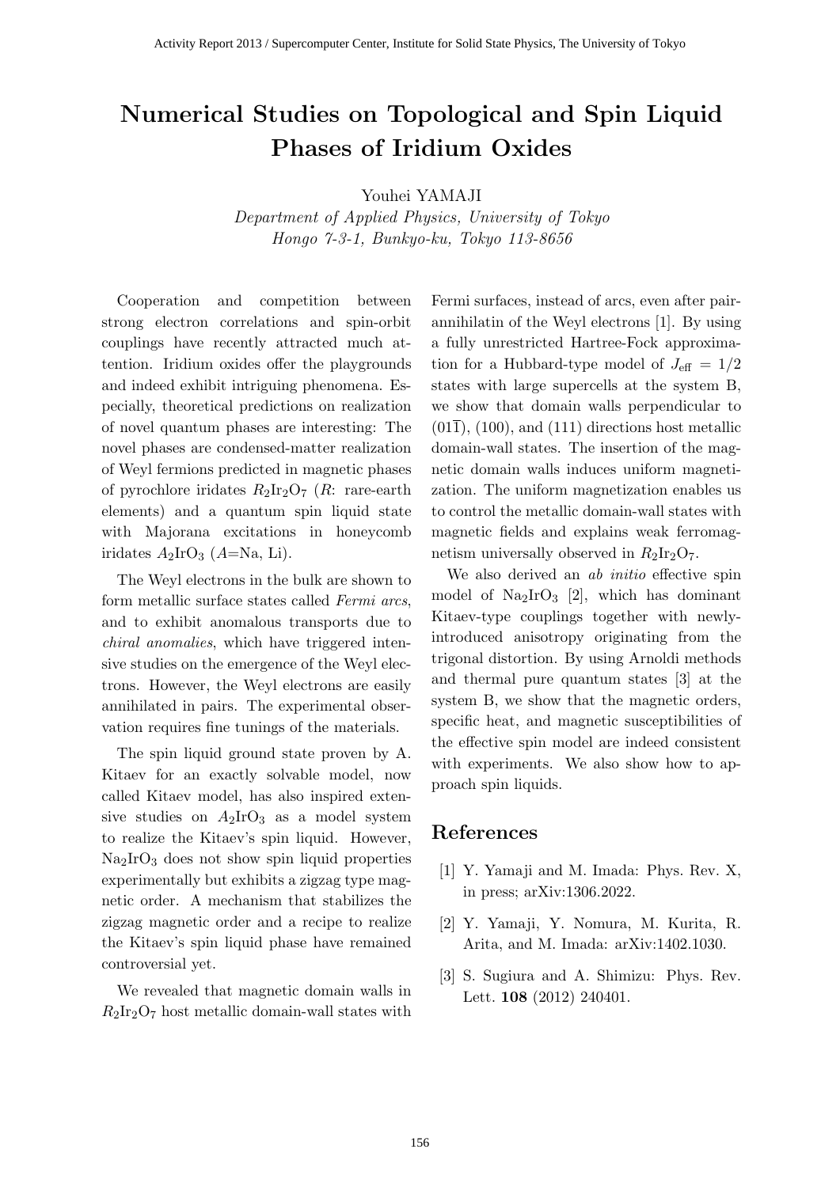# Numerical Studies on Topological and Spin Liquid Phases of Iridium Oxides

Youhei YAMAJI

*Department of Applied Physics, University of Tokyo*
*Hongo 7-3-1, Bunkyo-ku, Tokyo 113-8656*

Cooperation and competition between strong electron correlations and spin-orbit couplings have recently attracted much attention. Iridium oxides offer the playgrounds and indeed exhibit intriguing phenomena. Especially, theoretical predictions on realization of novel quantum phases are interesting: The novel phases are condensed-matter realization of Weyl fermions predicted in magnetic phases of pyrochlore iridates $R_2Ir_2O_7$ ($R$: rare-earth elements) and a quantum spin liquid state with Majorana excitations in honeycomb iridates $A_2IrO_3$ ($A$=Na, Li).

The Weyl electrons in the bulk are shown to form metallic surface states called *Fermi arcs*, and to exhibit anomalous transports due to *chiral anomalies*, which have triggered intensive studies on the emergence of the Weyl electrons. However, the Weyl electrons are easily annihilated in pairs. The experimental observation requires fine tunings of the materials.

The spin liquid ground state proven by A. Kitaev for an exactly solvable model, now called Kitaev model, has also inspired extensive studies on $A_2IrO_3$ as a model system to realize the Kitaev's spin liquid. However, $Na_2IrO_3$ does not show spin liquid properties experimentally but exhibits a zigzag type magnetic order. A mechanism that stabilizes the zigzag magnetic order and a recipe to realize the Kitaev's spin liquid phase have remained controversial yet.

We revealed that magnetic domain walls in $R_2Ir_2O_7$ host metallic domain-wall states with Fermi surfaces, instead of arcs, even after pair-annihilatin of the Weyl electrons [1]. By using a fully unrestricted Hartree-Fock approximation for a Hubbard-type model of $J_{\rm eff} = 1/2$ states with large supercells at the system B, we show that domain walls perpendicular to $(01\bar{1})$, (100), and (111) directions host metallic domain-wall states. The insertion of the magnetic domain walls induces uniform magnetization. The uniform magnetization enables us to control the metallic domain-wall states with magnetic fields and explains weak ferromagnetism universally observed in $R_2Ir_2O_7$.

We also derived an *ab initio* effective spin model of $Na_2IrO_3$ [2], which has dominant Kitaev-type couplings together with newly-introduced anisotropy originating from the trigonal distortion. By using Arnoldi methods and thermal pure quantum states [3] at the system B, we show that the magnetic orders, specific heat, and magnetic susceptibilities of the effective spin model are indeed consistent with experiments. We also show how to approach spin liquids.

## References

[1] Y. Yamaji and M. Imada: Phys. Rev. X, in press; arXiv:1306.2022.

[2] Y. Yamaji, Y. Nomura, M. Kurita, R. Arita, and M. Imada: arXiv:1402.1030.

[3] S. Sugiura and A. Shimizu: Phys. Rev. Lett. **108** (2012) 240401.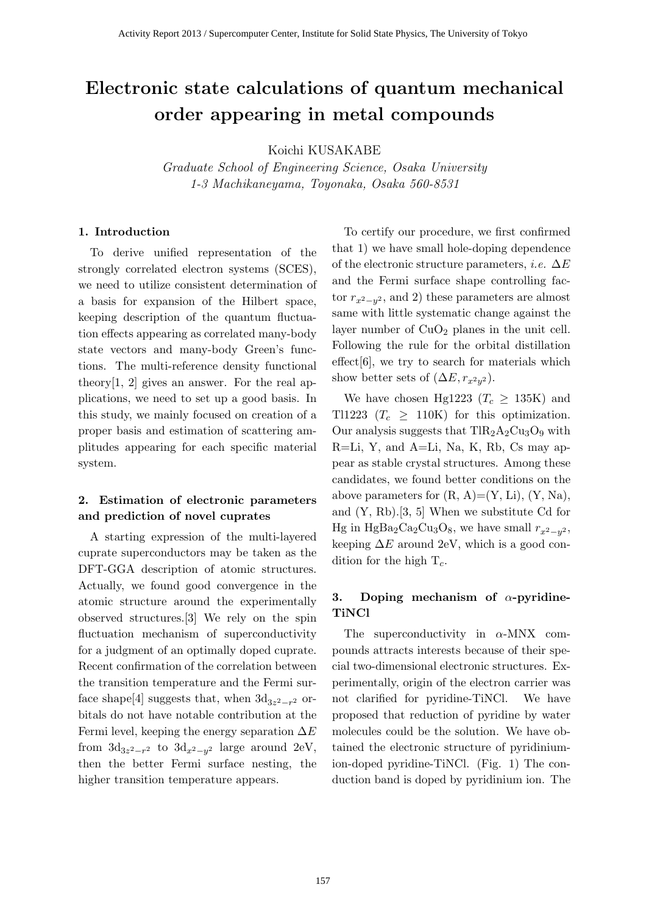# Electronic state calculations of quantum mechanical order appearing in metal compounds

Koichi KUSAKABE

*Graduate School of Engineering Science, Osaka University*
*1-3 Machikaneyama, Toyonaka, Osaka 560-8531*

## 1. Introduction

To derive unified representation of the strongly correlated electron systems (SCES), we need to utilize consistent determination of a basis for expansion of the Hilbert space, keeping description of the quantum fluctuation effects appearing as correlated many-body state vectors and many-body Green's functions. The multi-reference density functional theory[1, 2] gives an answer. For the real applications, we need to set up a good basis. In this study, we mainly focused on creation of a proper basis and estimation of scattering amplitudes appearing for each specific material system.

## 2. Estimation of electronic parameters and prediction of novel cuprates

A starting expression of the multi-layered cuprate superconductors may be taken as the DFT-GGA description of atomic structures. Actually, we found good convergence in the atomic structure around the experimentally observed structures.[3] We rely on the spin fluctuation mechanism of superconductivity for a judgment of an optimally doped cuprate. Recent confirmation of the correlation between the transition temperature and the Fermi surface shape[4] suggests that, when $3d_{3z^2-r^2}$ orbitals do not have notable contribution at the Fermi level, keeping the energy separation $\Delta E$ from $3d_{3z^2-r^2}$ to $3d_{x^2-y^2}$ large around 2eV, then the better Fermi surface nesting, the higher transition temperature appears.

To certify our procedure, we first confirmed that 1) we have small hole-doping dependence of the electronic structure parameters, *i.e.* $\Delta E$ and the Fermi surface shape controlling factor $r_{x^2-y^2}$, and 2) these parameters are almost same with little systematic change against the layer number of $CuO_2$ planes in the unit cell. Following the rule for the orbital distillation effect[6], we try to search for materials which show better sets of $(\Delta E, r_{x^2y^2})$.

We have chosen Hg1223 ($T_c \geq 135$K) and Tl1223 ($T_c \geq 110$K) for this optimization. Our analysis suggests that $TlR_2A_2Cu_3O_9$ with R=Li, Y, and A=Li, Na, K, Rb, Cs may appear as stable crystal structures. Among these candidates, we found better conditions on the above parameters for (R, A)=(Y, Li), (Y, Na), and (Y, Rb).[3, 5] When we substitute Cd for Hg in $HgBa_2Ca_2Cu_3O_8$, we have small $r_{x^2-y^2}$, keeping $\Delta E$ around 2eV, which is a good condition for the high $T_c$.

## 3. Doping mechanism of $\alpha$-pyridine-TiNCl

The superconductivity in $\alpha$-MNX compounds attracts interests because of their special two-dimensional electronic structures. Experimentally, origin of the electron carrier was not clarified for pyridine-TiNCl. We have proposed that reduction of pyridine by water molecules could be the solution. We have obtained the electronic structure of pyridinium-ion-doped pyridine-TiNCl. (Fig. 1) The conduction band is doped by pyridinium ion. The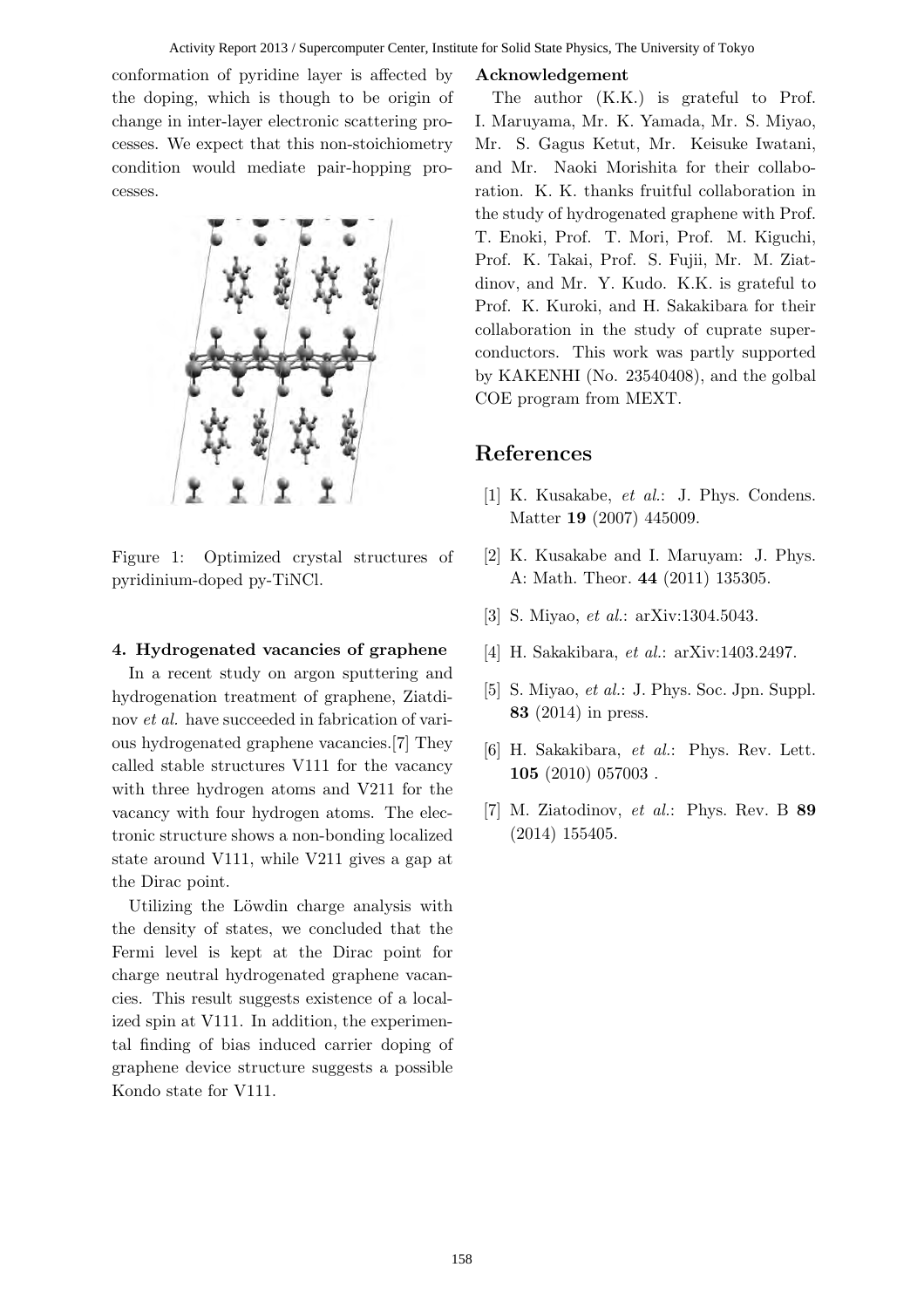conformation of pyridine layer is affected by the doping, which is though to be origin of change in inter-layer electronic scattering processes. We expect that this non-stoichiometry condition would mediate pair-hopping processes.

Figure 1: Optimized crystal structures of pyridinium-doped py-TiNCl.

#### 4. Hydrogenated vacancies of graphene

In a recent study on argon sputtering and hydrogenation treatment of graphene, Ziatdinov *et al.* have succeeded in fabrication of various hydrogenated graphene vacancies.[7] They called stable structures V111 for the vacancy with three hydrogen atoms and V211 for the vacancy with four hydrogen atoms. The electronic structure shows a non-bonding localized state around V111, while V211 gives a gap at the Dirac point.

Utilizing the Löwdin charge analysis with the density of states, we concluded that the Fermi level is kept at the Dirac point for charge neutral hydrogenated graphene vacancies. This result suggests existence of a localized spin at V111. In addition, the experimental finding of bias induced carrier doping of graphene device structure suggests a possible Kondo state for V111.

#### Acknowledgement

The author (K.K.) is grateful to Prof. I. Maruyama, Mr. K. Yamada, Mr. S. Miyao, Mr. S. Gagus Ketut, Mr. Keisuke Iwatani, and Mr. Naoki Morishita for their collaboration. K. K. thanks fruitful collaboration in the study of hydrogenated graphene with Prof. T. Enoki, Prof. T. Mori, Prof. M. Kiguchi, Prof. K. Takai, Prof. S. Fujii, Mr. M. Ziatdinov, and Mr. Y. Kudo. K.K. is grateful to Prof. K. Kuroki, and H. Sakakibara for their collaboration in the study of cuprate superconductors. This work was partly supported by KAKENHI (No. 23540408), and the golbal COE program from MEXT.

## References

[1] K. Kusakabe, *et al.*: J. Phys. Condens. Matter **19** (2007) 445009.

[2] K. Kusakabe and I. Maruyam: J. Phys. A: Math. Theor. **44** (2011) 135305.

[3] S. Miyao, *et al.*: arXiv:1304.5043.

[4] H. Sakakibara, *et al.*: arXiv:1403.2497.

[5] S. Miyao, *et al.*: J. Phys. Soc. Jpn. Suppl. **83** (2014) in press.

[6] H. Sakakibara, *et al.*: Phys. Rev. Lett. **105** (2010) 057003 .

[7] M. Ziatodinov, *et al.*: Phys. Rev. B **89** (2014) 155405.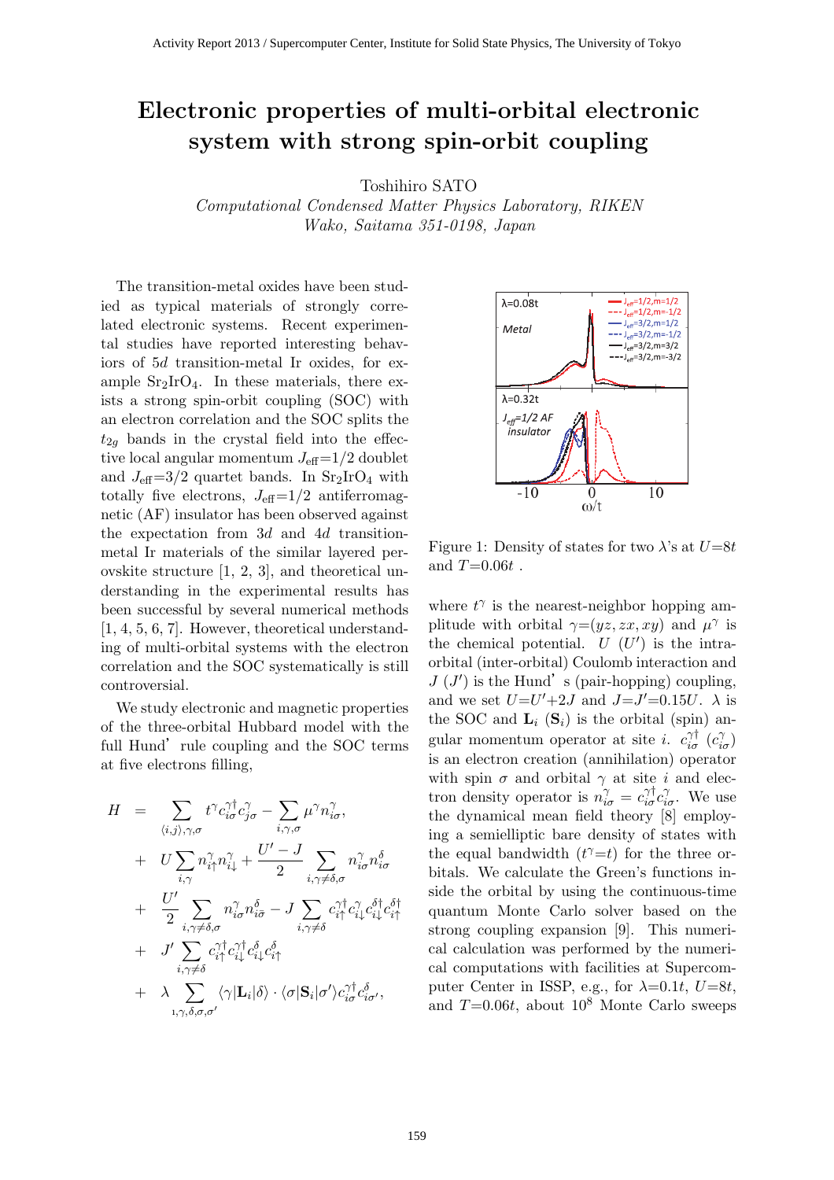# Electronic properties of multi-orbital electronic system with strong spin-orbit coupling

Toshihiro SATO

*Computational Condensed Matter Physics Laboratory, RIKEN*
*Wako, Saitama 351-0198, Japan*

The transition-metal oxides have been studied as typical materials of strongly correlated electronic systems. Recent experimental studies have reported interesting behaviors of $5d$ transition-metal Ir oxides, for example $Sr_2IrO_4$. In these materials, there exists a strong spin-orbit coupling (SOC) with an electron correlation and the SOC splits the $t_{2g}$ bands in the crystal field into the effective local angular momentum $J_{\rm eff}$=1/2 doublet and $J_{\rm eff}$=3/2 quartet bands. In $Sr_2IrO_4$ with totally five electrons, $J_{\rm eff}$=1/2 antiferromagnetic (AF) insulator has been observed against the expectation from $3d$ and $4d$ transition-metal Ir materials of the similar layered perovskite structure [1, 2, 3], and theoretical understanding in the experimental results has been successful by several numerical methods [1, 4, 5, 6, 7]. However, theoretical understanding of multi-orbital systems with the electron correlation and the SOC systematically is still controversial.

We study electronic and magnetic properties of the three-orbital Hubbard model with the full Hund' rule coupling and the SOC terms at five electrons filling,

$$
\begin{aligned}
H &= \sum_{\langle i,j\rangle,\gamma,\sigma} t^{\gamma} c^{\gamma\dagger}_{i\sigma} c^{\gamma}_{j\sigma} - \sum_{i,\gamma,\sigma} \mu^{\gamma} n^{\gamma}_{i\sigma}, \\
&+ U \sum_{i,\gamma} n^{\gamma}_{i\uparrow} n^{\gamma}_{i\downarrow} + \frac{U'-J}{2} \sum_{i,\gamma\neq\delta,\sigma} n^{\gamma}_{i\sigma} n^{\delta}_{i\sigma} \\
&+ \frac{U'}{2} \sum_{i,\gamma\neq\delta,\sigma} n^{\gamma}_{i\sigma} n^{\delta}_{i\bar{\sigma}} - J \sum_{i,\gamma\neq\delta} c^{\gamma\dagger}_{i\uparrow} c^{\gamma}_{i\downarrow} c^{\delta\dagger}_{i\downarrow} c^{\delta\dagger}_{i\uparrow} \\
&+ J' \sum_{i,\gamma\neq\delta} c^{\gamma\dagger}_{i\uparrow} c^{\gamma\dagger}_{i\downarrow} c^{\delta}_{i\downarrow} c^{\delta}_{i\uparrow} \\
&+ \lambda \sum_{\mathrm{i},\gamma,\delta,\sigma,\sigma'} \langle\gamma|\mathbf{L}_i|\delta\rangle \cdot \langle\sigma|\mathbf{S}_i|\sigma'\rangle c^{\gamma\dagger}_{i\sigma} c^{\delta}_{i\sigma'},
\end{aligned}
$$

Figure 1: Density of states for two $\lambda$'s at $U$=8$t$ and $T$=0.06$t$ .

where $t^{\gamma}$ is the nearest-neighbor hopping amplitude with orbital $\gamma$=$(yz, zx, xy)$ and $\mu^{\gamma}$ is the chemical potential. $U$ ($U'$) is the intra-orbital (inter-orbital) Coulomb interaction and $J$ ($J'$) is the Hund' s (pair-hopping) coupling, and we set $U$=$U'$+2$J$ and $J$=$J'$=0.15$U$. $\lambda$ is the SOC and $\mathbf{L}_i$ ($\mathbf{S}_i$) is the orbital (spin) angular momentum operator at site $i$. $c^{\gamma\dagger}_{i\sigma}$ ($c^{\gamma}_{i\sigma}$) is an electron creation (annihilation) operator with spin $\sigma$ and orbital $\gamma$ at site $i$ and electron density operator is $n^{\gamma}_{i\sigma} = c^{\gamma\dagger}_{i\sigma} c^{\gamma}_{i\sigma}$. We use the dynamical mean field theory [8] employing a semielliptic bare density of states with the equal bandwidth ($t^{\gamma}$=$t$) for the three orbitals. We calculate the Green's functions inside the orbital by using the continuous-time quantum Monte Carlo solver based on the strong coupling expansion [9]. This numerical calculation was performed by the numerical computations with facilities at Supercomputer Center in ISSP, e.g., for $\lambda$=0.1$t$, $U$=8$t$, and $T$=0.06$t$, about $10^8$ Monte Carlo sweeps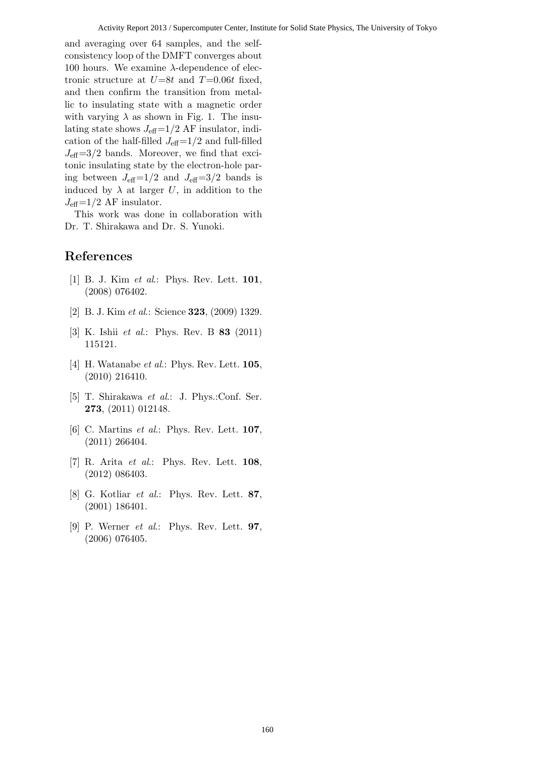and averaging over 64 samples, and the self-consistency loop of the DMFT converges about 100 hours. We examine $\lambda$-dependence of electronic structure at $U$=8$t$ and $T$=0.06$t$ fixed, and then confirm the transition from metallic to insulating state with a magnetic order with varying $\lambda$ as shown in Fig. 1. The insulating state shows $J_{\rm eff}$=1/2 AF insulator, indication of the half-filled $J_{\rm eff}$=1/2 and full-filled $J_{\rm eff}$=3/2 bands. Moreover, we find that excitonic insulating state by the electron-hole paring between $J_{\rm eff}$=1/2 and $J_{\rm eff}$=3/2 bands is induced by $\lambda$ at larger $U$, in addition to the $J_{\rm eff}$=1/2 AF insulator.

This work was done in collaboration with Dr. T. Shirakawa and Dr. S. Yunoki.

## References

[1] B. J. Kim *et al.*: Phys. Rev. Lett. **101**, (2008) 076402.

[2] B. J. Kim *et al.*: Science **323**, (2009) 1329.

[3] K. Ishii *et al.*: Phys. Rev. B **83** (2011) 115121.

[4] H. Watanabe *et al.*: Phys. Rev. Lett. **105**, (2010) 216410.

[5] T. Shirakawa *et al.*: J. Phys.:Conf. Ser. **273**, (2011) 012148.

[6] C. Martins *et al.*: Phys. Rev. Lett. **107**, (2011) 266404.

[7] R. Arita *et al.*: Phys. Rev. Lett. **108**, (2012) 086403.

[8] G. Kotliar *et al.*: Phys. Rev. Lett. **87**, (2001) 186401.

[9] P. Werner *et al.*: Phys. Rev. Lett. **97**, (2006) 076405.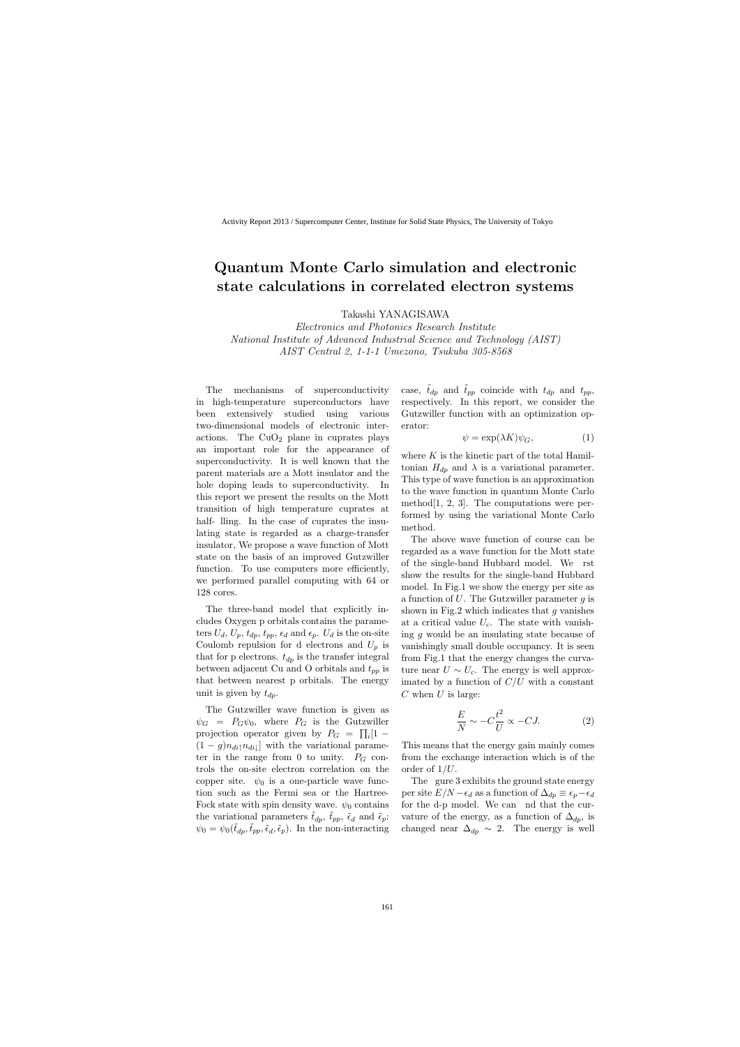# Quantum Monte Carlo simulation and electronic state calculations in correlated electron systems

Takashi YANAGISAWA

*Electronics and Photonics Research Institute*
*National Institute of Advanced Industrial Science and Technology (AIST)*
*AIST Central 2, 1-1-1 Umezono, Tsukuba 305-8568*

The mechanisms of superconductivity in high-temperature superconductors have been extensively studied using various two-dimensional models of electronic interactions. The $CuO_2$ plane in cuprates plays an important role for the appearance of superconductivity. It is well known that the parent materials are a Mott insulator and the hole doping leads to superconductivity. In this report we present the results on the Mott transition of high temperature cuprates at half- lling. In the case of cuprates the insulating state is regarded as a charge-transfer insulator, We propose a wave function of Mott state on the basis of an improved Gutzwiller function. To use computers more efficiently, we performed parallel computing with 64 or 128 cores.

The three-band model that explicitly includes Oxygen p orbitals contains the parameters $U_d$, $U_p$, $t_{dp}$, $t_{pp}$, $\epsilon_d$ and $\epsilon_p$. $U_d$ is the on-site Coulomb repulsion for d electrons and $U_p$ is that for p electrons. $t_{dp}$ is the transfer integral between adjacent Cu and O orbitals and $t_{pp}$ is that between nearest p orbitals. The energy unit is given by $t_{dp}$.

The Gutzwiller wave function is given as $\psi_G = P_G\psi_0$, where $P_G$ is the Gutzwiller projection operator given by $P_G = \prod_i[1-(1-g)n_{di\uparrow}n_{di\downarrow}]$ with the variational parameter in the range from 0 to unity. $P_G$ controls the on-site electron correlation on the copper site. $\psi_0$ is a one-particle wave function such as the Fermi sea or the Hartree-Fock state with spin density wave. $\psi_0$ contains the variational parameters $\tilde{t}_{dp}$, $\tilde{t}_{pp}$, $\tilde{\epsilon}_d$ and $\tilde{\epsilon}_p$: $\psi_0 = \psi_0(\tilde{t}_{dp}, \tilde{t}_{pp}, \tilde{\epsilon}_d, \tilde{\epsilon}_p)$. In the non-interacting case, $\tilde{t}_{dp}$ and $\tilde{t}_{pp}$ coincide with $t_{dp}$ and $t_{pp}$, respectively. In this report, we consider the Gutzwiller function with an optimization operator:

$$\psi = \exp(\lambda K)\psi_G, \tag{1}$$

where $K$ is the kinetic part of the total Hamiltonian $H_{dp}$ and $\lambda$ is a variational parameter. This type of wave function is an approximation to the wave function in quantum Monte Carlo method[1, 2, 3]. The computations were performed by using the variational Monte Carlo method.

The above wave function of course can be regarded as a wave function for the Mott state of the single-band Hubbard model. We rst show the results for the single-band Hubbard model. In Fig.1 we show the energy per site as a function of $U$. The Gutzwiller parameter $g$ is shown in Fig.2 which indicates that $g$ vanishes at a critical value $U_c$. The state with vanishing $g$ would be an insulating state because of vanishingly small double occupancy. It is seen from Fig.1 that the energy changes the curvature near $U \sim U_c$. The energy is well approximated by a function of $C/U$ with a constant $C$ when $U$ is large:

$$\frac{E}{N} \sim -C\frac{t^2}{U} \propto -CJ. \tag{2}$$

This means that the energy gain mainly comes from the exchange interaction which is of the order of $1/U$.

The gure 3 exhibits the ground state energy per site $E/N - \epsilon_d$ as a function of $\Delta_{dp} \equiv \epsilon_p - \epsilon_d$ for the d-p model. We can nd that the curvature of the energy, as a function of $\Delta_{dp}$, is changed near $\Delta_{dp} \sim 2$. The energy is well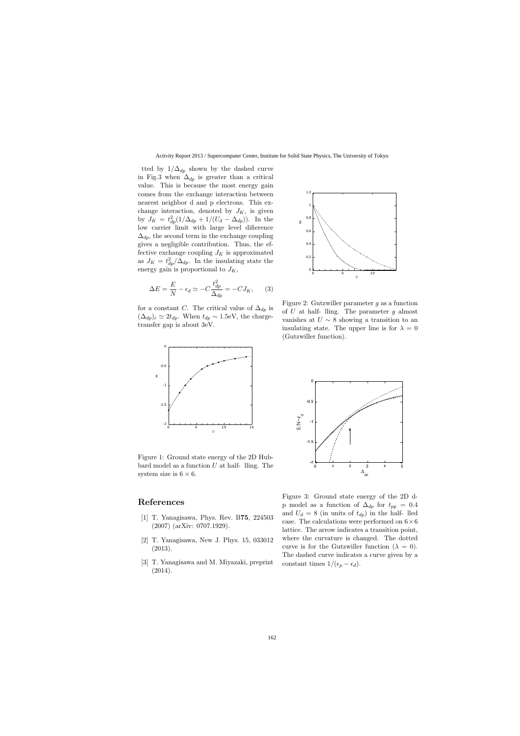tted by $1/\Delta_{dp}$ shown by the dashed curve in Fig.3 when $\Delta_{dp}$ is greater than a critical value. This is because the most energy gain comes from the exchange interaction between nearest neighbor d and p electrons. This exchange interaction, denoted by $J_K$, is given by $J_K = t_{dp}^2(1/\Delta_{dp} + 1/(U_d - \Delta_{dp}))$. In the low carrier limit with large level dilerence $\Delta_{dp}$, the second term in the exchange coupling gives a negligible contribution. Thus, the effective exchange coupling $J_K$ is approximated as $J_K = t_{dp}^2/\Delta_{dp}$. In the insulating state the energy gain is proportional to $J_K$,

$$\Delta E = \frac{E}{N} - \epsilon_d \simeq -C\frac{t_{dp}^2}{\Delta_{dp}} = -CJ_K, \quad (3)$$

for a constant $C$. The critical value of $\Delta_{dp}$ is $(\Delta_{dp})_c \simeq 2t_{dp}$. When $t_{dp} \sim 1.5$eV, the charge-transfer gap is about 3eV.

Figure 1: Ground state energy of the 2D Hubbard model as a function $U$ at half- lling. The system size is $6 \times 6$.

Figure 2: Gutzwiller parameter $g$ as a function of $U$ at half- lling. The parameter $g$ almost vanishes at $U \sim 8$ showing a transition to an insulating state. The upper line is for $\lambda = 0$ (Gutzwiller function).

Figure 3: Ground state energy of the 2D d-p model as a function of $\Delta_{dp}$ for $t_{pp} = 0.4$ and $U_d = 8$ (in units of $t_{dp}$) in the half- lled case. The calculations were performed on $6 \times 6$ lattice. The arrow indicates a transition point, where the curvature is changed. The dotted curve is for the Gutzwiller function ($\lambda = 0$). The dashed curve indicates a curve given by a constant times $1/(\epsilon_p - \epsilon_d)$.

## References

[1] T. Yanagisawa, Phys. Rev. B**75**, 224503 (2007) (arXiv: 0707.1929).

[2] T. Yanagisawa, New J. Phys. 15, 033012 (2013).

[3] T. Yanagisawa and M. Miyazaki, preprint (2014).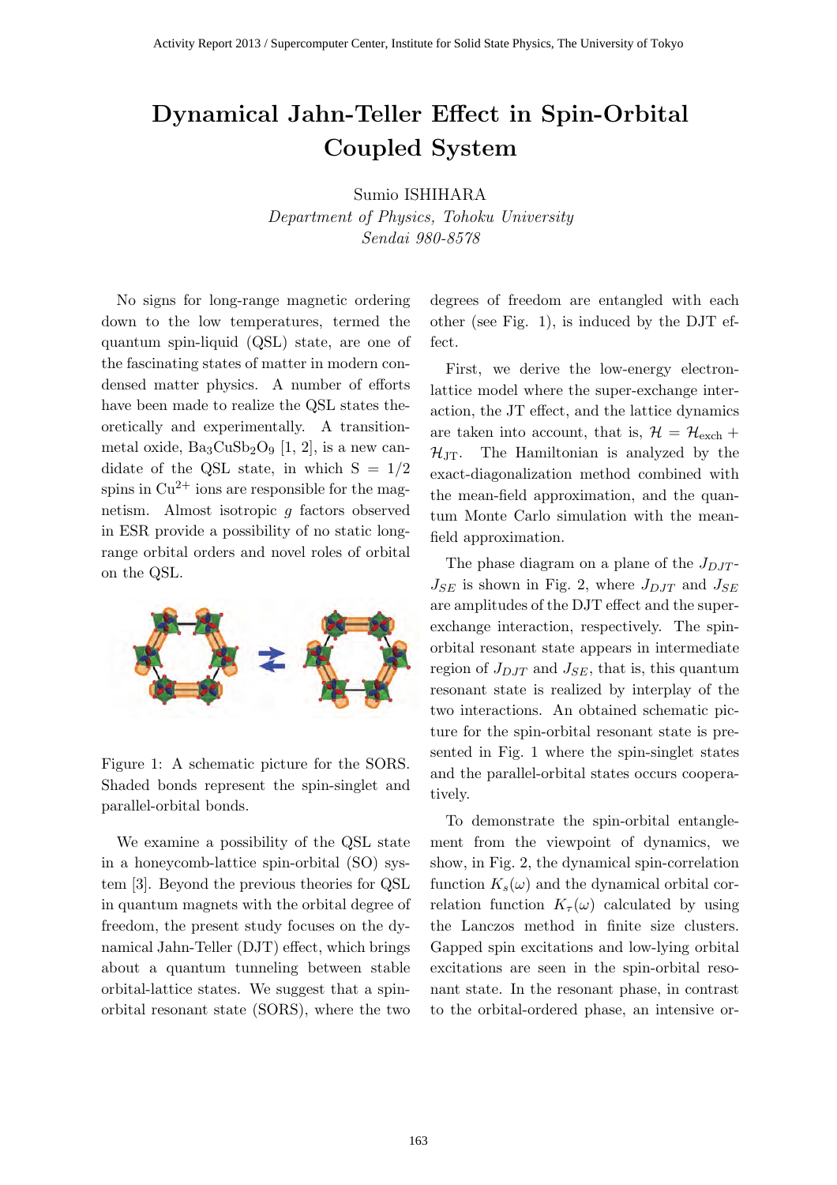# Dynamical Jahn-Teller Effect in Spin-Orbital Coupled System

Sumio ISHIHARA

*Department of Physics, Tohoku University*
*Sendai 980-8578*

No signs for long-range magnetic ordering down to the low temperatures, termed the quantum spin-liquid (QSL) state, are one of the fascinating states of matter in modern condensed matter physics. A number of efforts have been made to realize the QSL states theoretically and experimentally. A transition-metal oxide, $Ba_3CuSb_2O_9$ [1, 2], is a new candidate of the QSL state, in which S = 1/2 spins in $Cu^{2+}$ ions are responsible for the magnetism. Almost isotropic $g$ factors observed in ESR provide a possibility of no static long-range orbital orders and novel roles of orbital on the QSL.

Figure 1: A schematic picture for the SORS. Shaded bonds represent the spin-singlet and parallel-orbital bonds.

We examine a possibility of the QSL state in a honeycomb-lattice spin-orbital (SO) system [3]. Beyond the previous theories for QSL in quantum magnets with the orbital degree of freedom, the present study focuses on the dynamical Jahn-Teller (DJT) effect, which brings about a quantum tunneling between stable orbital-lattice states. We suggest that a spin-orbital resonant state (SORS), where the two degrees of freedom are entangled with each other (see Fig. 1), is induced by the DJT effect.

First, we derive the low-energy electron-lattice model where the super-exchange interaction, the JT effect, and the lattice dynamics are taken into account, that is, $\mathcal{H} = \mathcal{H}_{\rm exch} + \mathcal{H}_{\rm JT}$. The Hamiltonian is analyzed by the exact-diagonalization method combined with the mean-field approximation, and the quantum Monte Carlo simulation with the mean-field approximation.

The phase diagram on a plane of the $J_{DJT}$-$J_{SE}$ is shown in Fig. 2, where $J_{DJT}$ and $J_{SE}$ are amplitudes of the DJT effect and the super-exchange interaction, respectively. The spin-orbital resonant state appears in intermediate region of $J_{DJT}$ and $J_{SE}$, that is, this quantum resonant state is realized by interplay of the two interactions. An obtained schematic picture for the spin-orbital resonant state is presented in Fig. 1 where the spin-singlet states and the parallel-orbital states occurs cooperatively.

To demonstrate the spin-orbital entanglement from the viewpoint of dynamics, we show, in Fig. 2, the dynamical spin-correlation function $K_s(\omega)$ and the dynamical orbital correlation function $K_\tau(\omega)$ calculated by using the Lanczos method in finite size clusters. Gapped spin excitations and low-lying orbital excitations are seen in the spin-orbital resonant state. In the resonant phase, in contrast to the orbital-ordered phase, an intensive or-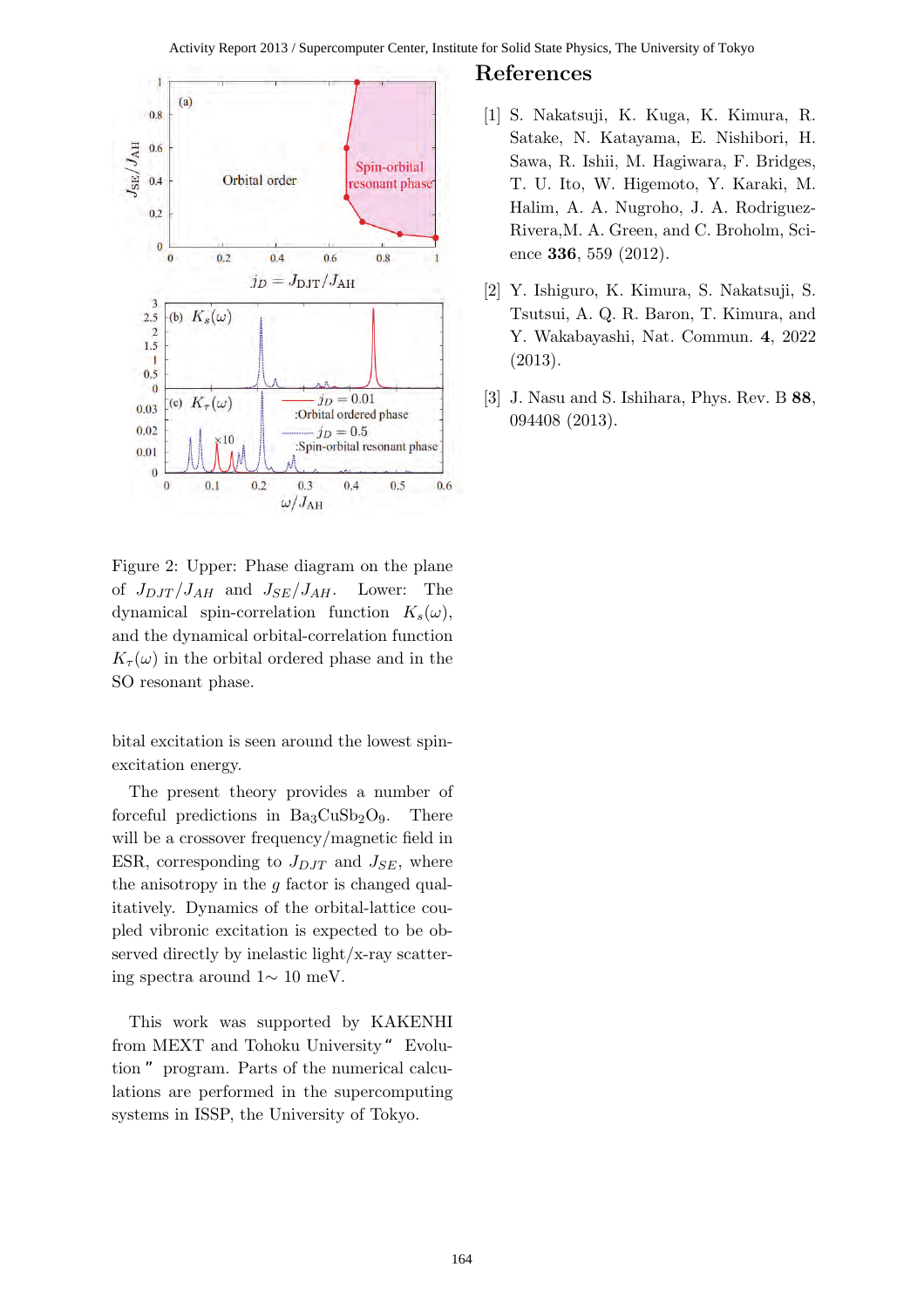Figure 2: Upper: Phase diagram on the plane of $J_{DJT}/J_{AH}$ and $J_{SE}/J_{AH}$. Lower: The dynamical spin-correlation function $K_s(\omega)$, and the dynamical orbital-correlation function $K_\tau(\omega)$ in the orbital ordered phase and in the SO resonant phase.

bital excitation is seen around the lowest spin-excitation energy.

The present theory provides a number of forceful predictions in $Ba_3CuSb_2O_9$. There will be a crossover frequency/magnetic field in ESR, corresponding to $J_{DJT}$ and $J_{SE}$, where the anisotropy in the $g$ factor is changed qualitatively. Dynamics of the orbital-lattice coupled vibronic excitation is expected to be observed directly by inelastic light/x-ray scattering spectra around 1∼ 10 meV.

This work was supported by KAKENHI from MEXT and Tohoku University " Evolution " program. Parts of the numerical calculations are performed in the supercomputing systems in ISSP, the University of Tokyo.

## References

[1] S. Nakatsuji, K. Kuga, K. Kimura, R. Satake, N. Katayama, E. Nishibori, H. Sawa, R. Ishii, M. Hagiwara, F. Bridges, T. U. Ito, W. Higemoto, Y. Karaki, M. Halim, A. A. Nugroho, J. A. Rodriguez-Rivera,M. A. Green, and C. Broholm, Science **336**, 559 (2012).

[2] Y. Ishiguro, K. Kimura, S. Nakatsuji, S. Tsutsui, A. Q. R. Baron, T. Kimura, and Y. Wakabayashi, Nat. Commun. **4**, 2022 (2013).

[3] J. Nasu and S. Ishihara, Phys. Rev. B **88**, 094408 (2013).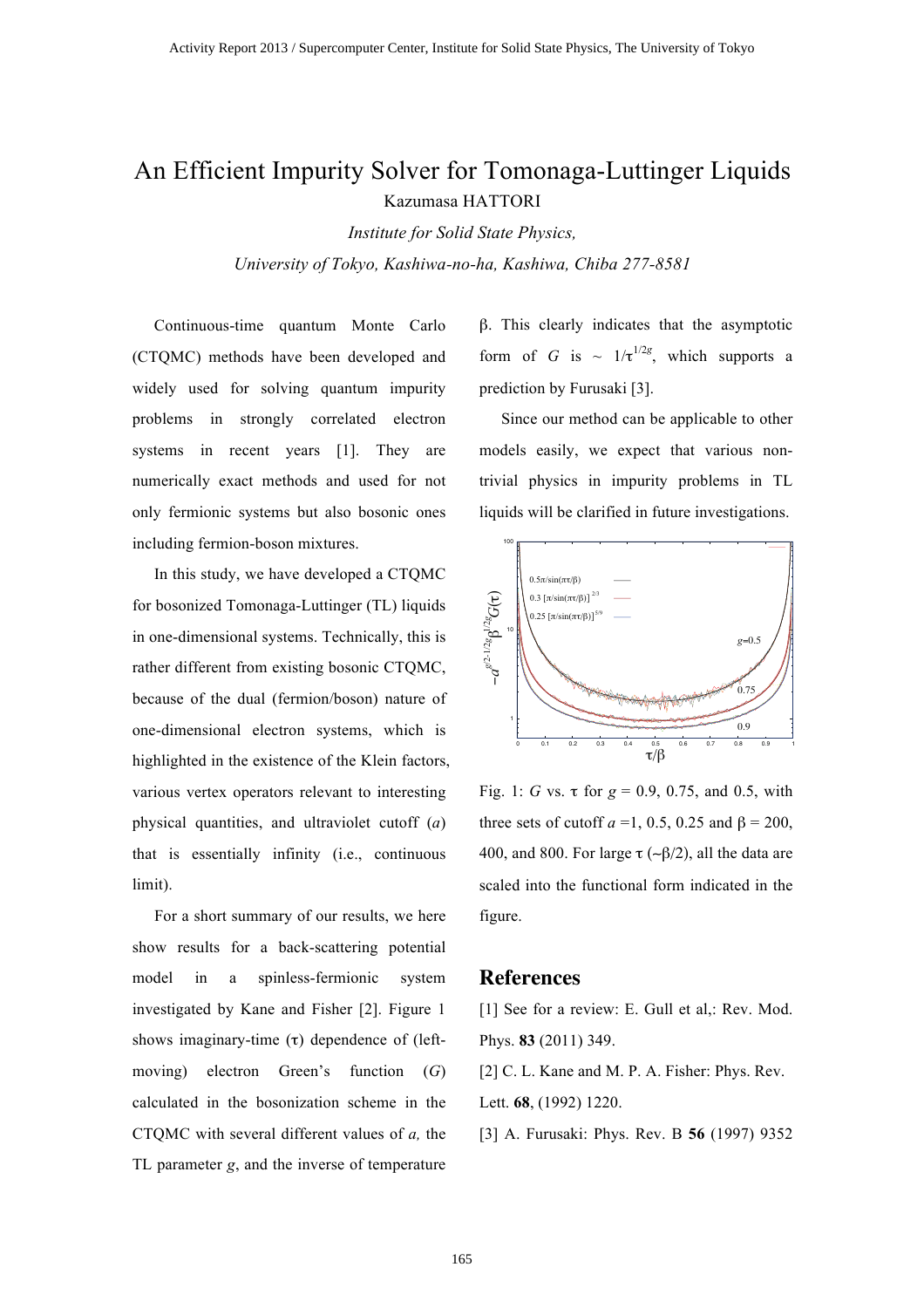# An Efficient Impurity Solver for Tomonaga-Luttinger Liquids

Kazumasa HATTORI

*Institute for Solid State Physics,*

*University of Tokyo, Kashiwa-no-ha, Kashiwa, Chiba 277-8581*

Continuous-time quantum Monte Carlo (CTQMC) methods have been developed and widely used for solving quantum impurity problems in strongly correlated electron systems in recent years [1]. They are numerically exact methods and used for not only fermionic systems but also bosonic ones including fermion-boson mixtures.

In this study, we have developed a CTQMC for bosonized Tomonaga-Luttinger (TL) liquids in one-dimensional systems. Technically, this is rather different from existing bosonic CTQMC, because of the dual (fermion/boson) nature of one-dimensional electron systems, which is highlighted in the existence of the Klein factors, various vertex operators relevant to interesting physical quantities, and ultraviolet cutoff ($a$) that is essentially infinity (i.e., continuous limit).

For a short summary of our results, we here show results for a back-scattering potential model in a spinless-fermionic system investigated by Kane and Fisher [2]. Figure 1 shows imaginary-time ($\tau$) dependence of (left-moving) electron Green's function ($G$) calculated in the bosonization scheme in the CTQMC with several different values of $a$, the TL parameter $g$, and the inverse of temperature $\beta$. This clearly indicates that the asymptotic form of $G$ is $\sim 1/\tau^{1/2g}$, which supports a prediction by Furusaki [3].

Since our method can be applicable to other models easily, we expect that various non-trivial physics in impurity problems in TL liquids will be clarified in future investigations.

Fig. 1: $G$ vs. $\tau$ for $g$ = 0.9, 0.75, and 0.5, with three sets of cutoff $a$ =1, 0.5, 0.25 and $\beta$ = 200, 400, and 800. For large $\tau$ ($\sim\beta/2$), all the data are scaled into the functional form indicated in the figure.

## References

[1] See for a review: E. Gull et al,: Rev. Mod. Phys. **83** (2011) 349.

[2] C. L. Kane and M. P. A. Fisher: Phys. Rev. Lett. **68**, (1992) 1220.

[3] A. Furusaki: Phys. Rev. B **56** (1997) 9352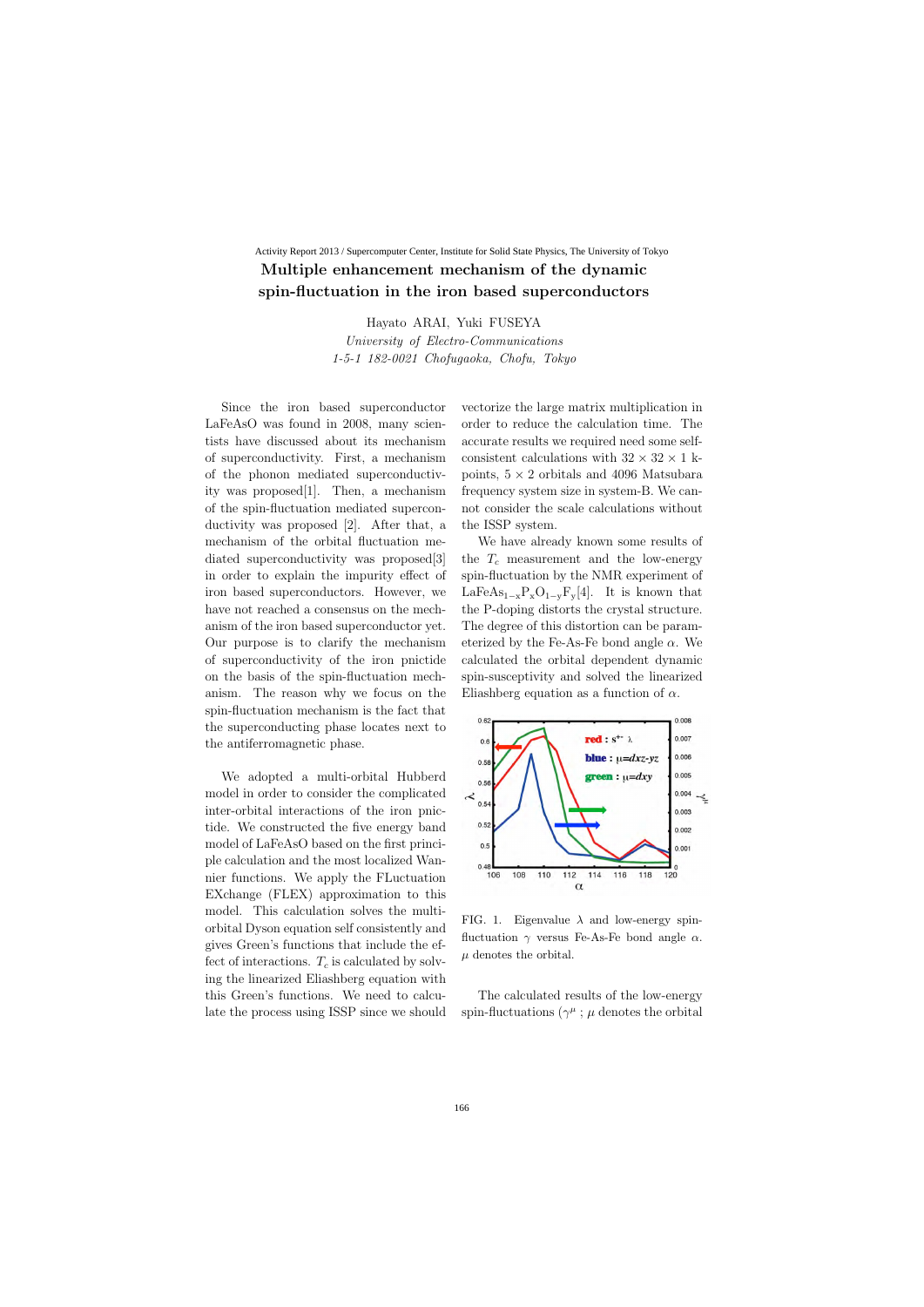# Multiple enhancement mechanism of the dynamic spin-fluctuation in the iron based superconductors

Hayato ARAI, Yuki FUSEYA

*University of Electro-Communications*
*1-5-1 182-0021 Chofugaoka, Chofu, Tokyo*

Since the iron based superconductor LaFeAsO was found in 2008, many scientists have discussed about its mechanism of superconductivity. First, a mechanism of the phonon mediated superconductivity was proposed[1]. Then, a mechanism of the spin-fluctuation mediated superconductivity was proposed [2]. After that, a mechanism of the orbital fluctuation mediated superconductivity was proposed[3] in order to explain the impurity effect of iron based superconductors. However, we have not reached a consensus on the mechanism of the iron based superconductor yet. Our purpose is to clarify the mechanism of superconductivity of the iron pnictide on the basis of the spin-fluctuation mechanism. The reason why we focus on the spin-fluctuation mechanism is the fact that the superconducting phase locates next to the antiferromagnetic phase.

We adopted a multi-orbital Hubberd model in order to consider the complicated inter-orbital interactions of the iron pnictide. We constructed the five energy band model of LaFeAsO based on the first principle calculation and the most localized Wannier functions. We apply the FLuctuation EXchange (FLEX) approximation to this model. This calculation solves the multi-orbital Dyson equation self consistently and gives Green's functions that include the effect of interactions. $T_c$ is calculated by solving the linearized Eliashberg equation with this Green's functions. We need to calculate the process using ISSP since we should vectorize the large matrix multiplication in order to reduce the calculation time. The accurate results we required need some self-consistent calculations with $32 \times 32 \times 1$ k-points, $5 \times 2$ orbitals and 4096 Matsubara frequency system size in system-B. We cannot consider the scale calculations without the ISSP system.

We have already known some results of the $T_c$ measurement and the low-energy spin-fluctuation by the NMR experiment of $LaFeAs_{1-x}P_xO_{1-y}F_y$[4]. It is known that the P-doping distorts the crystal structure. The degree of this distortion can be parameterized by the Fe-As-Fe bond angle $\alpha$. We calculated the orbital dependent dynamic spin-susceptivity and solved the linearized Eliashberg equation as a function of $\alpha$.

FIG. 1. Eigenvalue $\lambda$ and low-energy spin-fluctuation $\gamma$ versus Fe-As-Fe bond angle $\alpha$. $\mu$ denotes the orbital.

The calculated results of the low-energy spin-fluctuations ($\gamma^\mu$ ; $\mu$ denotes the orbital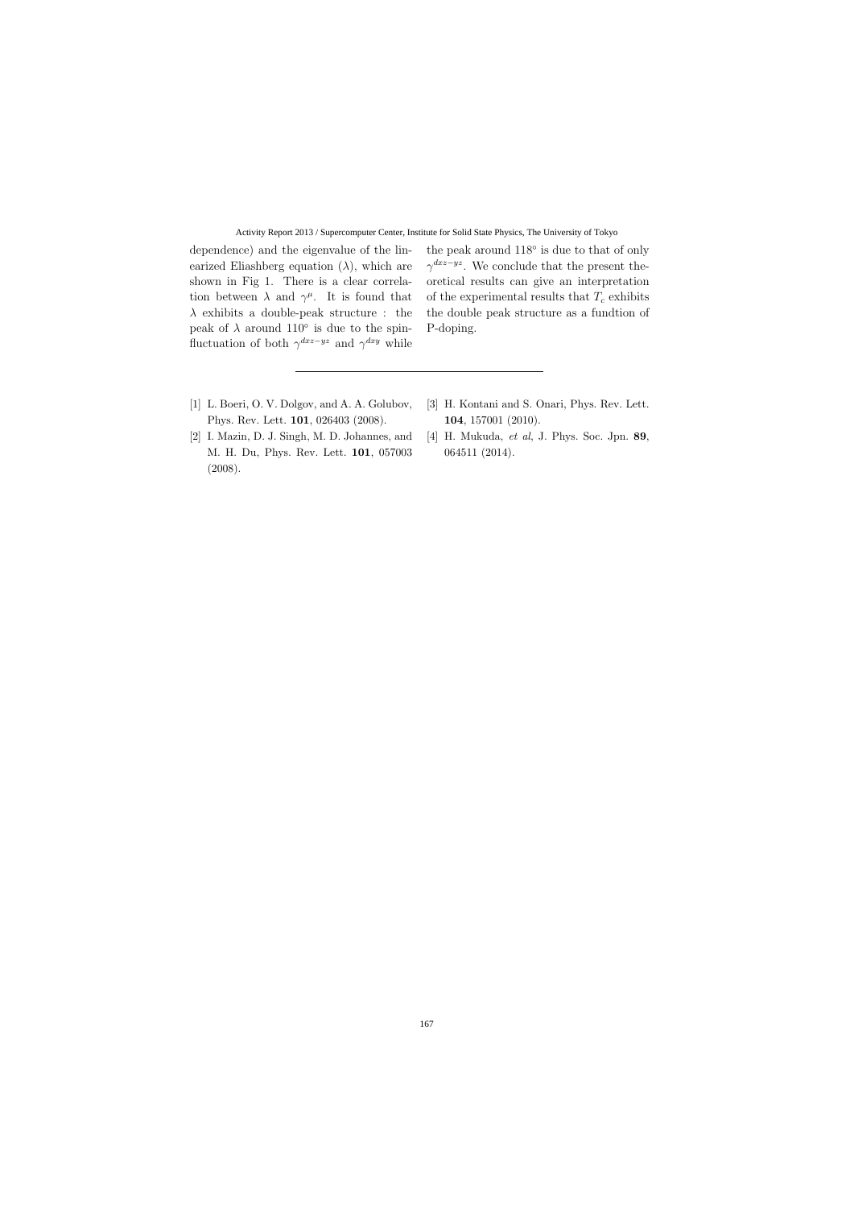dependence) and the eigenvalue of the linearized Eliashberg equation ($\lambda$), which are shown in Fig 1. There is a clear correlation between $\lambda$ and $\gamma^{\mu}$. It is found that $\lambda$ exhibits a double-peak structure : the peak of $\lambda$ around $110^{\circ}$ is due to the spin-fluctuation of both $\gamma^{dxz-yz}$ and $\gamma^{dxy}$ while the peak around $118^{\circ}$ is due to that of only $\gamma^{dxz-yz}$. We conclude that the present theoretical results can give an interpretation of the experimental results that $T_c$ exhibits the double peak structure as a fundtion of P-doping.

---

[1] L. Boeri, O. V. Dolgov, and A. A. Golubov, Phys. Rev. Lett. **101**, 026403 (2008).

[2] I. Mazin, D. J. Singh, M. D. Johannes, and M. H. Du, Phys. Rev. Lett. **101**, 057003 (2008).

[3] H. Kontani and S. Onari, Phys. Rev. Lett. **104**, 157001 (2010).

[4] H. Mukuda, *et al*, J. Phys. Soc. Jpn. **89**, 064511 (2014).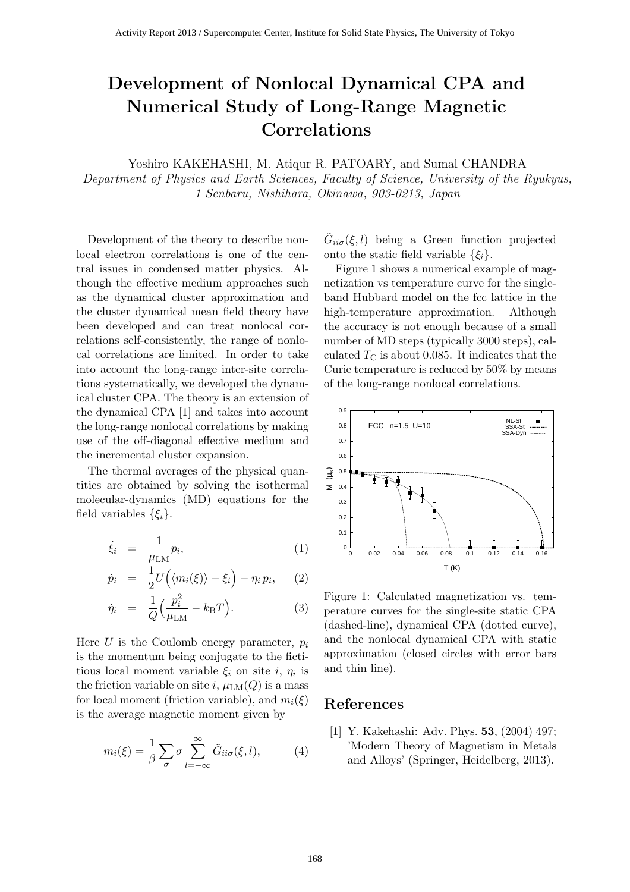# Development of Nonlocal Dynamical CPA and Numerical Study of Long-Range Magnetic Correlations

Yoshiro KAKEHASHI, M. Atiqur R. PATOARY, and Sumal CHANDRA

*Department of Physics and Earth Sciences, Faculty of Science, University of the Ryukyus, 1 Senbaru, Nishihara, Okinawa, 903-0213, Japan*

Development of the theory to describe nonlocal electron correlations is one of the central issues in condensed matter physics. Although the effective medium approaches such as the dynamical cluster approximation and the cluster dynamical mean field theory have been developed and can treat nonlocal correlations self-consistently, the range of nonlocal correlations are limited. In order to take into account the long-range inter-site correlations systematically, we developed the dynamical cluster CPA. The theory is an extension of the dynamical CPA [1] and takes into account the long-range nonlocal correlations by making use of the off-diagonal effective medium and the incremental cluster expansion.

The thermal averages of the physical quantities are obtained by solving the isothermal molecular-dynamics (MD) equations for the field variables $\{\xi_i\}$.

$$\dot{\xi}_i = \frac{1}{\mu_{\rm LM}} p_i, \tag{1}$$

$$\dot{p}_i = \frac{1}{2} U \Big( \langle m_i(\xi) \rangle - \xi_i \Big) - \eta_i \, p_i, \tag{2}$$

$$\dot{\eta}_i = \frac{1}{Q} \Big( \frac{p_i^2}{\mu_{\rm LM}} - k_{\rm B} T \Big). \tag{3}$$

Here $U$ is the Coulomb energy parameter, $p_i$ is the momentum being conjugate to the fictitious local moment variable $\xi_i$ on site $i$, $\eta_i$ is the friction variable on site $i$, $\mu_{\rm LM}(Q)$ is a mass for local moment (friction variable), and $m_i(\xi)$ is the average magnetic moment given by

$$m_i(\xi) = \frac{1}{\beta} \sum_{\sigma} \sigma \sum_{l=-\infty}^{\infty} \tilde{G}_{ii\sigma}(\xi, l), \tag{4}$$

$\tilde{G}_{ii\sigma}(\xi, l)$ being a Green function projected onto the static field variable $\{\xi_i\}$.

Figure 1 shows a numerical example of magnetization vs temperature curve for the single-band Hubbard model on the fcc lattice in the high-temperature approximation. Although the accuracy is not enough because of a small number of MD steps (typically 3000 steps), calculated $T_{\rm C}$ is about 0.085. It indicates that the Curie temperature is reduced by 50% by means of the long-range nonlocal correlations.

Figure 1: Calculated magnetization vs. temperature curves for the single-site static CPA (dashed-line), dynamical CPA (dotted curve), and the nonlocal dynamical CPA with static approximation (closed circles with error bars and thin line).

## References

[1] Y. Kakehashi: Adv. Phys. **53**, (2004) 497; 'Modern Theory of Magnetism in Metals and Alloys' (Springer, Heidelberg, 2013).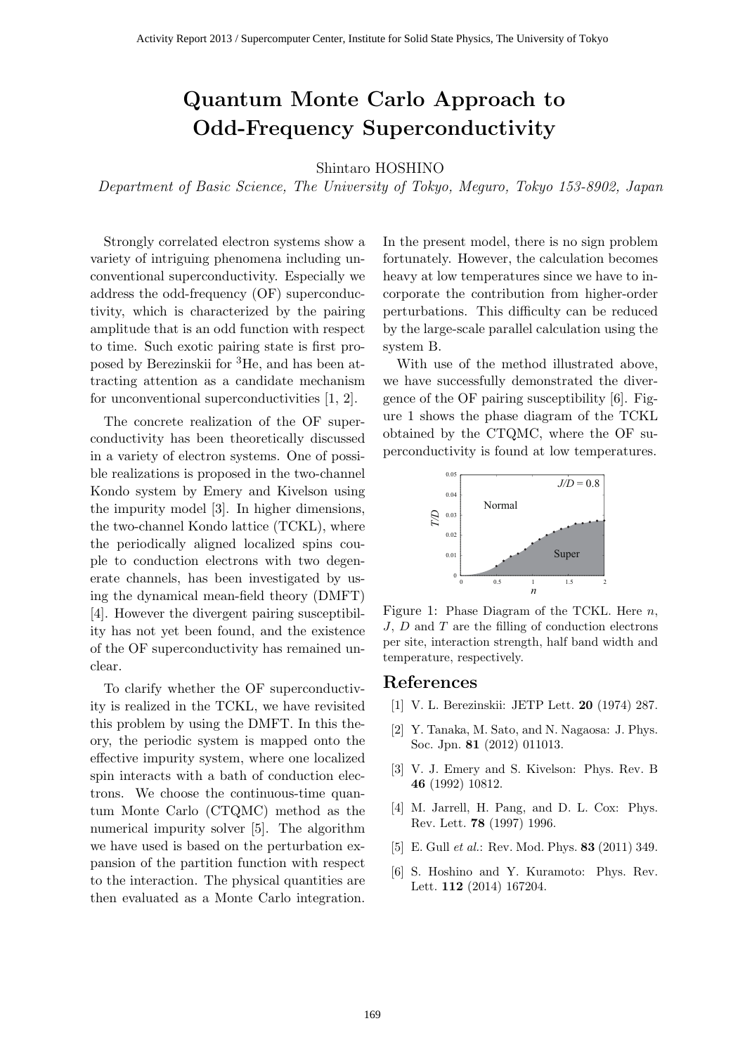# Quantum Monte Carlo Approach to Odd-Frequency Superconductivity

Shintaro HOSHINO

*Department of Basic Science, The University of Tokyo, Meguro, Tokyo 153-8902, Japan*

Strongly correlated electron systems show a variety of intriguing phenomena including unconventional superconductivity. Especially we address the odd-frequency (OF) superconductivity, which is characterized by the pairing amplitude that is an odd function with respect to time. Such exotic pairing state is first proposed by Berezinskii for $^3$He, and has been attracting attention as a candidate mechanism for unconventional superconductivities [1, 2].

The concrete realization of the OF superconductivity has been theoretically discussed in a variety of electron systems. One of possible realizations is proposed in the two-channel Kondo system by Emery and Kivelson using the impurity model [3]. In higher dimensions, the two-channel Kondo lattice (TCKL), where the periodically aligned localized spins couple to conduction electrons with two degenerate channels, has been investigated by using the dynamical mean-field theory (DMFT) [4]. However the divergent pairing susceptibility has not yet been found, and the existence of the OF superconductivity has remained unclear.

To clarify whether the OF superconductivity is realized in the TCKL, we have revisited this problem by using the DMFT. In this theory, the periodic system is mapped onto the effective impurity system, where one localized spin interacts with a bath of conduction electrons. We choose the continuous-time quantum Monte Carlo (CTQMC) method as the numerical impurity solver [5]. The algorithm we have used is based on the perturbation expansion of the partition function with respect to the interaction. The physical quantities are then evaluated as a Monte Carlo integration. In the present model, there is no sign problem fortunately. However, the calculation becomes heavy at low temperatures since we have to incorporate the contribution from higher-order perturbations. This difficulty can be reduced by the large-scale parallel calculation using the system B.

With use of the method illustrated above, we have successfully demonstrated the divergence of the OF pairing susceptibility [6]. Figure 1 shows the phase diagram of the TCKL obtained by the CTQMC, where the OF superconductivity is found at low temperatures.

$J/D = 0.8$

Normal

Super

$T/D$

$n$

0.05
0.04
0.03
0.02
0.01
0

0 0.5 1 1.5 2

Figure 1: Phase Diagram of the TCKL. Here $n$, $J$, $D$ and $T$ are the filling of conduction electrons per site, interaction strength, half band width and temperature, respectively.

## References

[1] V. L. Berezinskii: JETP Lett. **20** (1974) 287.

[2] Y. Tanaka, M. Sato, and N. Nagaosa: J. Phys. Soc. Jpn. **81** (2012) 011013.

[3] V. J. Emery and S. Kivelson: Phys. Rev. B **46** (1992) 10812.

[4] M. Jarrell, H. Pang, and D. L. Cox: Phys. Rev. Lett. **78** (1997) 1996.

[5] E. Gull *et al.*: Rev. Mod. Phys. **83** (2011) 349.

[6] S. Hoshino and Y. Kuramoto: Phys. Rev. Lett. **112** (2014) 167204.